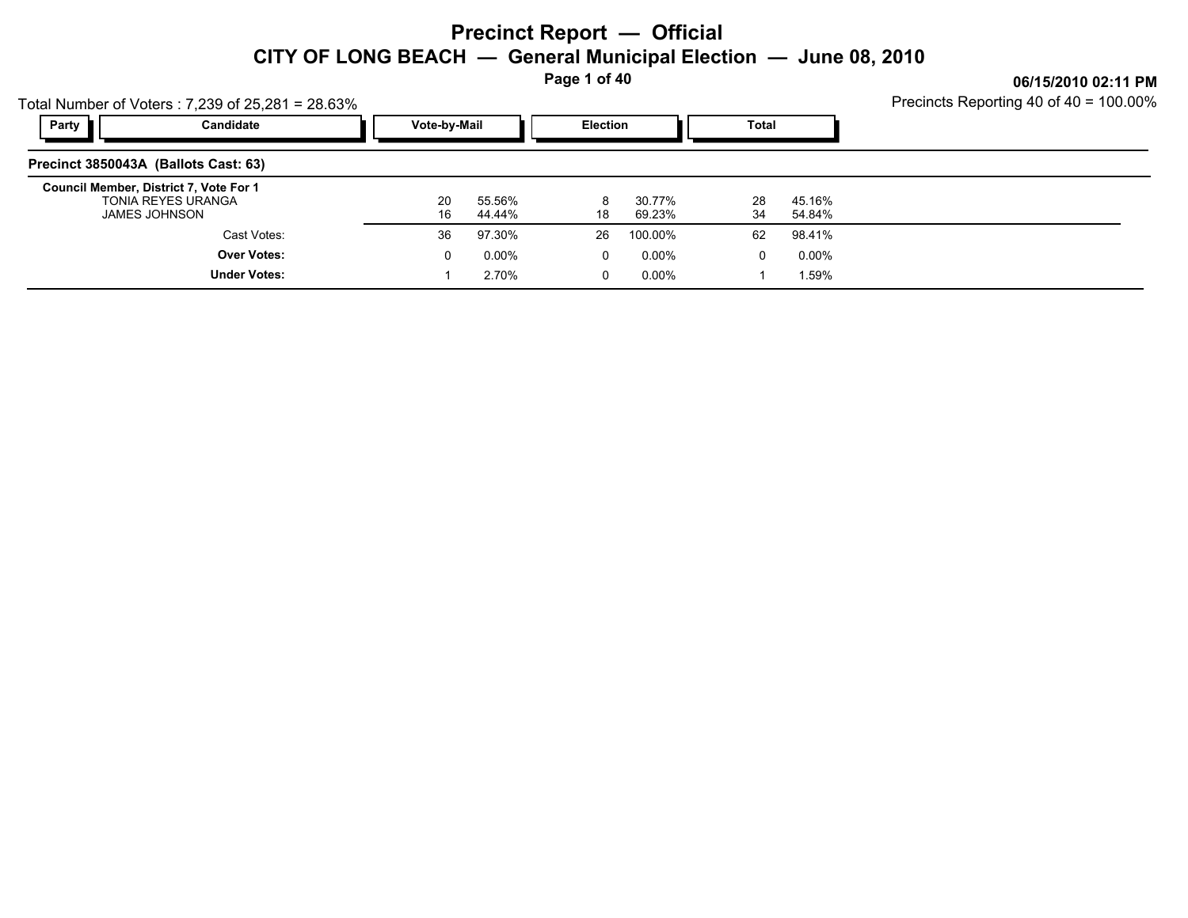# Precinct Report — Official

## CITY OF LONG BEACH — General Municipal Election — June 08, 2010

06/15/2010 02:11 PM

Total Number of Voters : 7,239 of 25,281 = 28.63%

Precincts Reporting 40 of 40 = 100.00%

### Precinct 3850043A (Ballots Cast: 63)

| Party | Candidate | Vote-by-Mail | | Election | | Total | |
|---|---|---|---|---|---|---|---|
| | **Council Member, District 7, Vote For 1** | | | | | | |
| | TONIA REYES URANGA | 20 | 55.56% | 8 | 30.77% | 28 | 45.16% |
| | JAMES JOHNSON | 16 | 44.44% | 18 | 69.23% | 34 | 54.84% |
| | Cast Votes: | 36 | 97.30% | 26 | 100.00% | 62 | 98.41% |
| | **Over Votes:** | 0 | 0.00% | 0 | 0.00% | 0 | 0.00% |
| | **Under Votes:** | 1 | 2.70% | 0 | 0.00% | 1 | 1.59% |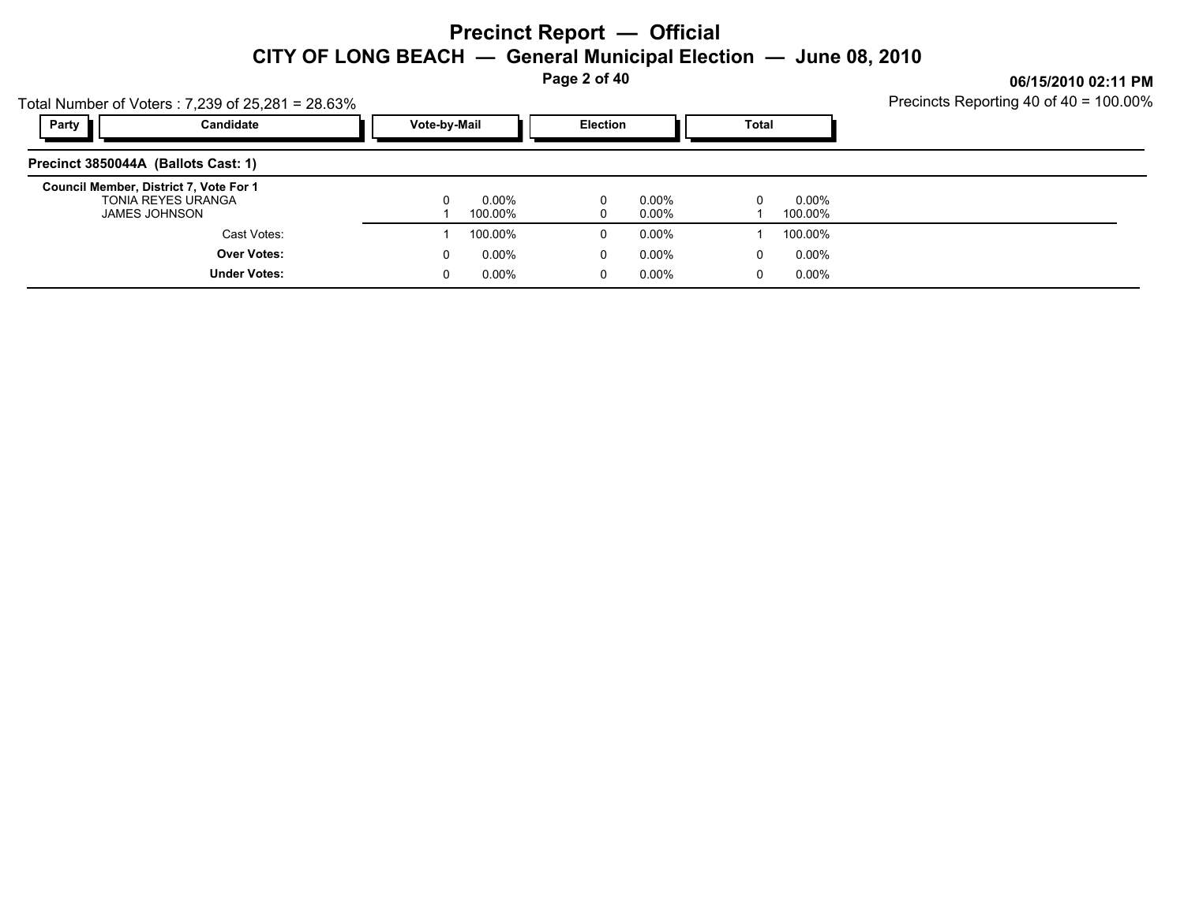# Precinct Report — Official

## CITY OF LONG BEACH — General Municipal Election — June 08, 2010

06/15/2010 02:11 PM

Total Number of Voters : 7,239 of 25,281 = 28.63%

Precincts Reporting 40 of 40 = 100.00%

### Precinct 3850044A (Ballots Cast: 1)

| Party | Candidate | Vote-by-Mail | | Election | | Total | |
|---|---|---|---|---|---|---|---|
| | **Council Member, District 7, Vote For 1** | | | | | | |
| | TONIA REYES URANGA | 0 | 0.00% | 0 | 0.00% | 0 | 0.00% |
| | JAMES JOHNSON | 1 | 100.00% | 0 | 0.00% | 1 | 100.00% |
| | Cast Votes: | 1 | 100.00% | 0 | 0.00% | 1 | 100.00% |
| | **Over Votes:** | 0 | 0.00% | 0 | 0.00% | 0 | 0.00% |
| | **Under Votes:** | 0 | 0.00% | 0 | 0.00% | 0 | 0.00% |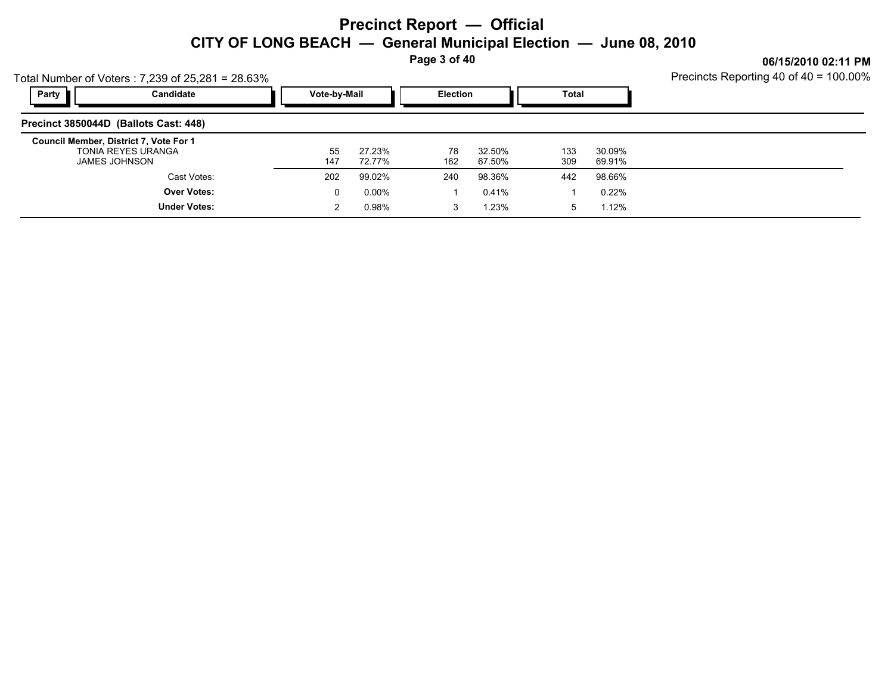# Precinct Report — Official

## CITY OF LONG BEACH — General Municipal Election — June 08, 2010

06/15/2010 02:11 PM

Total Number of Voters : 7,239 of 25,281 = 28.63%

Precincts Reporting 40 of 40 = 100.00%

| Party | Candidate | Vote-by-Mail | | Election | | Total | |
|---|---|---|---|---|---|---|---|
| **Precinct 3850044D (Ballots Cast: 448)** | | | | | | | |
| **Council Member, District 7, Vote For 1** | | | | | | | |
| | TONIA REYES URANGA | 55 | 27.23% | 78 | 32.50% | 133 | 30.09% |
| | JAMES JOHNSON | 147 | 72.77% | 162 | 67.50% | 309 | 69.91% |
| | Cast Votes: | 202 | 99.02% | 240 | 98.36% | 442 | 98.66% |
| | **Over Votes:** | 0 | 0.00% | 1 | 0.41% | 1 | 0.22% |
| | **Under Votes:** | 2 | 0.98% | 3 | 1.23% | 5 | 1.12% |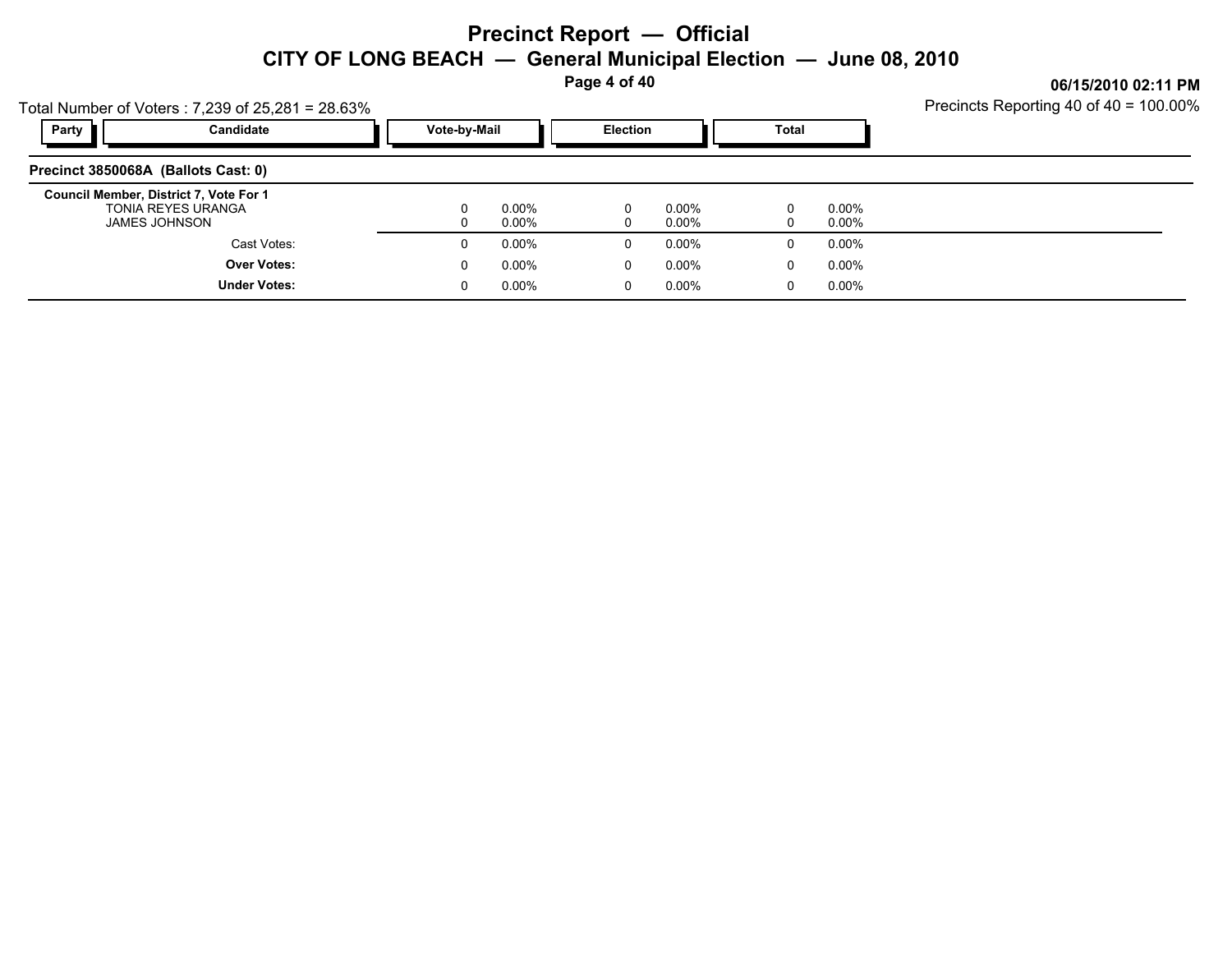# Precinct Report — Official

## CITY OF LONG BEACH — General Municipal Election — June 08, 2010

06/15/2010 02:11 PM

Total Number of Voters : 7,239 of 25,281 = 28.63%

Precincts Reporting 40 of 40 = 100.00%

| Party | Candidate | Vote-by-Mail | | Election | | Total | |
|---|---|---|---|---|---|---|---|
| **Precinct 3850068A (Ballots Cast: 0)** | | | | | | | |
| **Council Member, District 7, Vote For 1** | | | | | | | |
| | TONIA REYES URANGA | 0 | 0.00% | 0 | 0.00% | 0 | 0.00% |
| | JAMES JOHNSON | 0 | 0.00% | 0 | 0.00% | 0 | 0.00% |
| | Cast Votes: | 0 | 0.00% | 0 | 0.00% | 0 | 0.00% |
| | **Over Votes:** | 0 | 0.00% | 0 | 0.00% | 0 | 0.00% |
| | **Under Votes:** | 0 | 0.00% | 0 | 0.00% | 0 | 0.00% |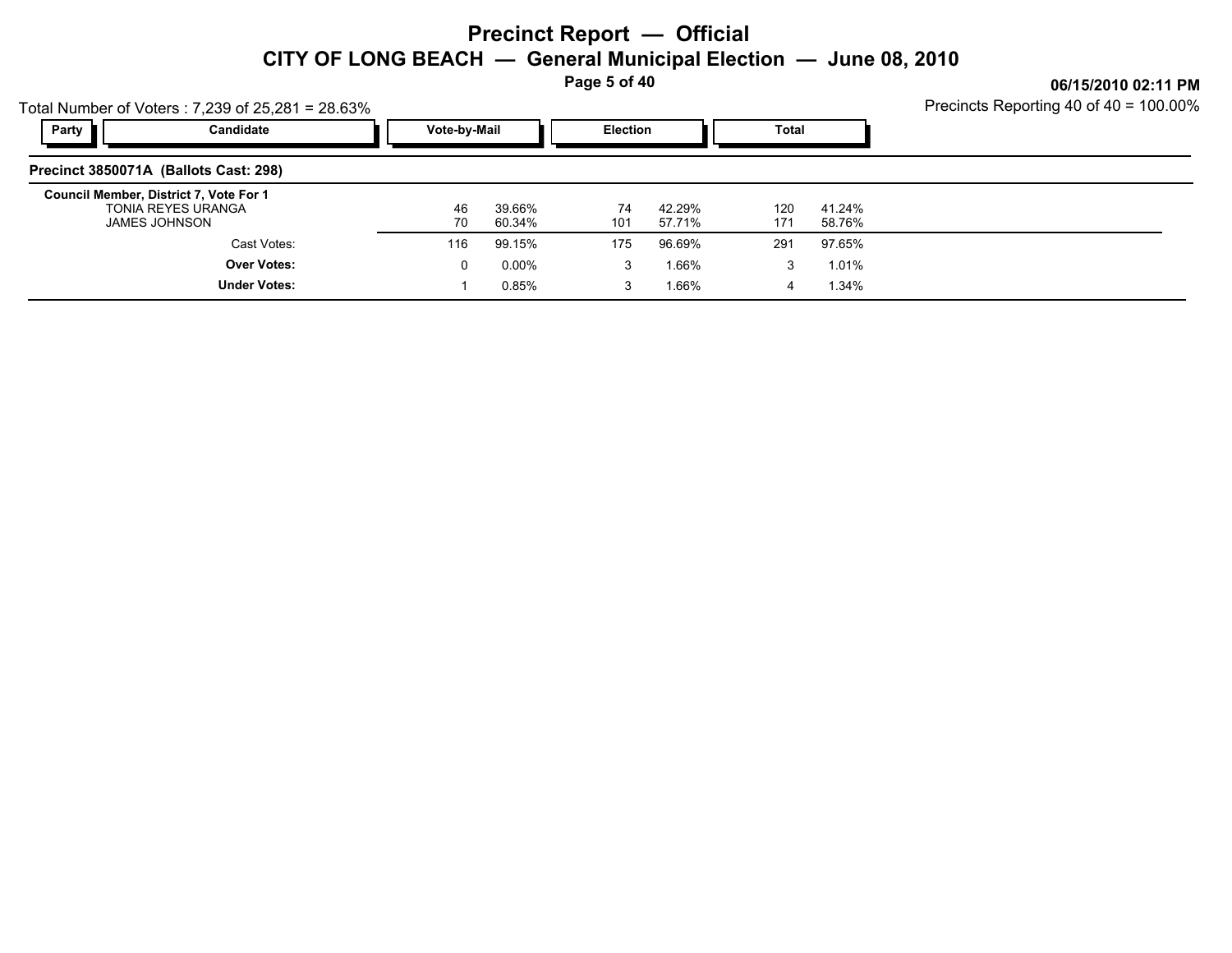# Precinct Report — Official

## CITY OF LONG BEACH — General Municipal Election — June 08, 2010

06/15/2010 02:11 PM

Total Number of Voters : 7,239 of 25,281 = 28.63%

Precincts Reporting 40 of 40 = 100.00%

### Precinct 3850071A (Ballots Cast: 298)

| Party | Candidate | Vote-by-Mail | | Election | | Total | |
|---|---|---|---|---|---|---|---|
| | **Council Member, District 7, Vote For 1** | | | | | | |
| | TONIA REYES URANGA | 46 | 39.66% | 74 | 42.29% | 120 | 41.24% |
| | JAMES JOHNSON | 70 | 60.34% | 101 | 57.71% | 171 | 58.76% |
| | Cast Votes: | 116 | 99.15% | 175 | 96.69% | 291 | 97.65% |
| | **Over Votes:** | 0 | 0.00% | 3 | 1.66% | 3 | 1.01% |
| | **Under Votes:** | 1 | 0.85% | 3 | 1.66% | 4 | 1.34% |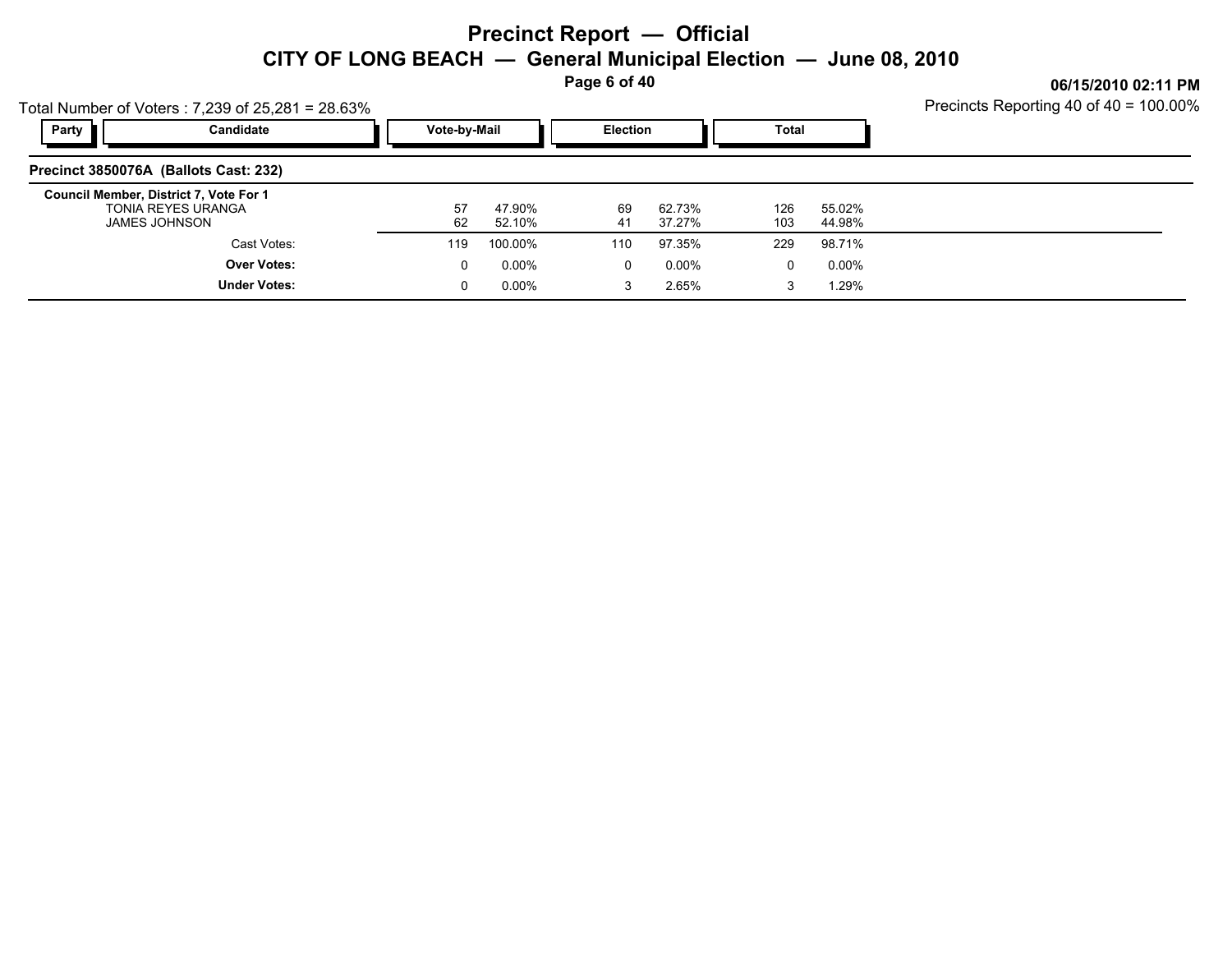# Precinct Report — Official

## CITY OF LONG BEACH — General Municipal Election — June 08, 2010

06/15/2010 02:11 PM

Total Number of Voters : 7,239 of 25,281 = 28.63%

Precincts Reporting 40 of 40 = 100.00%

| Party | Candidate | Vote-by-Mail | | Election | | Total | |
|---|---|---|---|---|---|---|---|
| **Precinct 3850076A (Ballots Cast: 232)** | | | | | | | |
| **Council Member, District 7, Vote For 1** | | | | | | | |
| | TONIA REYES URANGA | 57 | 47.90% | 69 | 62.73% | 126 | 55.02% |
| | JAMES JOHNSON | 62 | 52.10% | 41 | 37.27% | 103 | 44.98% |
| | Cast Votes: | 119 | 100.00% | 110 | 97.35% | 229 | 98.71% |
| | **Over Votes:** | 0 | 0.00% | 0 | 0.00% | 0 | 0.00% |
| | **Under Votes:** | 0 | 0.00% | 3 | 2.65% | 3 | 1.29% |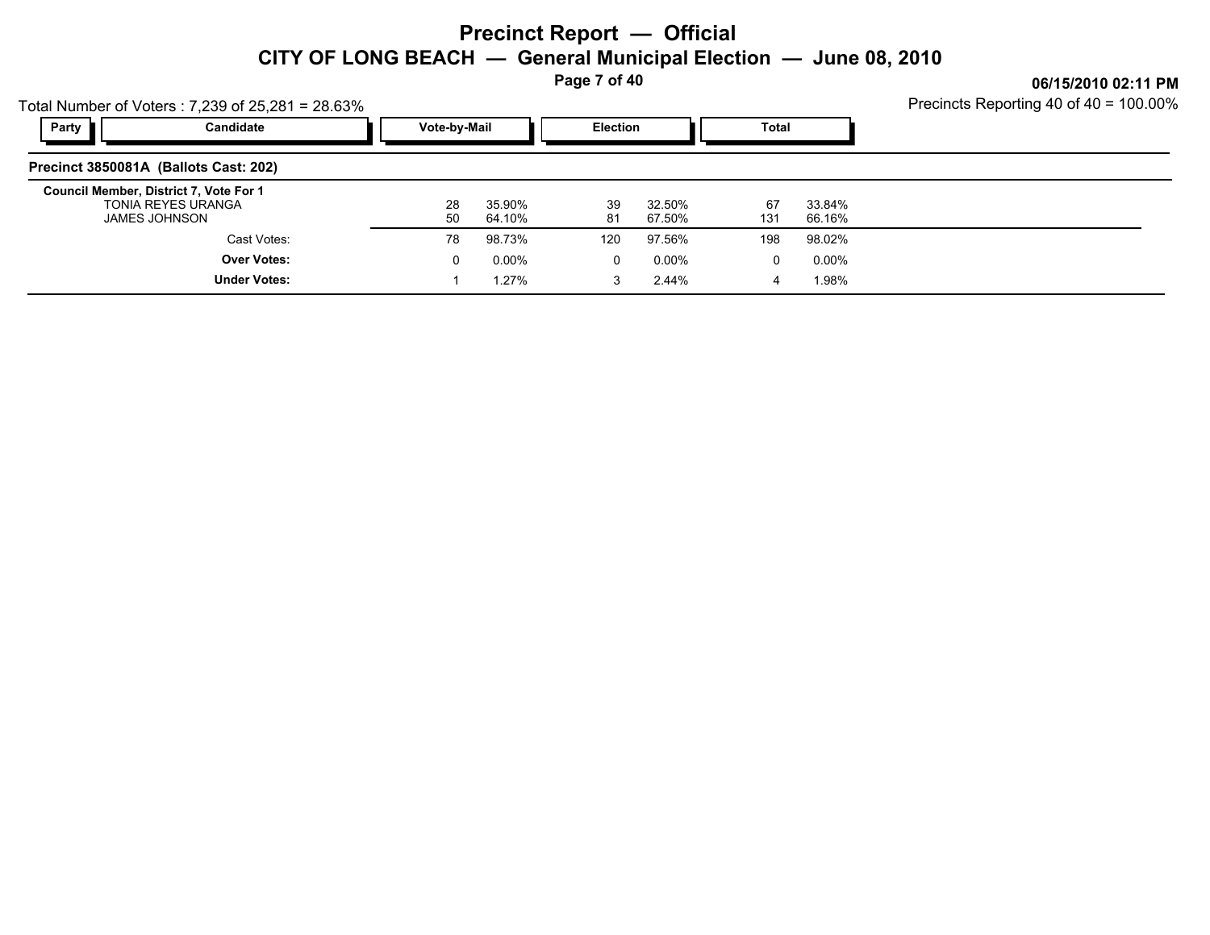# Precinct Report — Official

## CITY OF LONG BEACH — General Municipal Election — June 08, 2010

06/15/2010 02:11 PM

Total Number of Voters : 7,239 of 25,281 = 28.63%

Precincts Reporting 40 of 40 = 100.00%

### Precinct 3850081A (Ballots Cast: 202)

| Party | Candidate | Vote-by-Mail | | Election | | Total | |
|---|---|---|---|---|---|---|---|
| | **Council Member, District 7, Vote For 1** | | | | | | |
| | TONIA REYES URANGA | 28 | 35.90% | 39 | 32.50% | 67 | 33.84% |
| | JAMES JOHNSON | 50 | 64.10% | 81 | 67.50% | 131 | 66.16% |
| | Cast Votes: | 78 | 98.73% | 120 | 97.56% | 198 | 98.02% |
| | **Over Votes:** | 0 | 0.00% | 0 | 0.00% | 0 | 0.00% |
| | **Under Votes:** | 1 | 1.27% | 3 | 2.44% | 4 | 1.98% |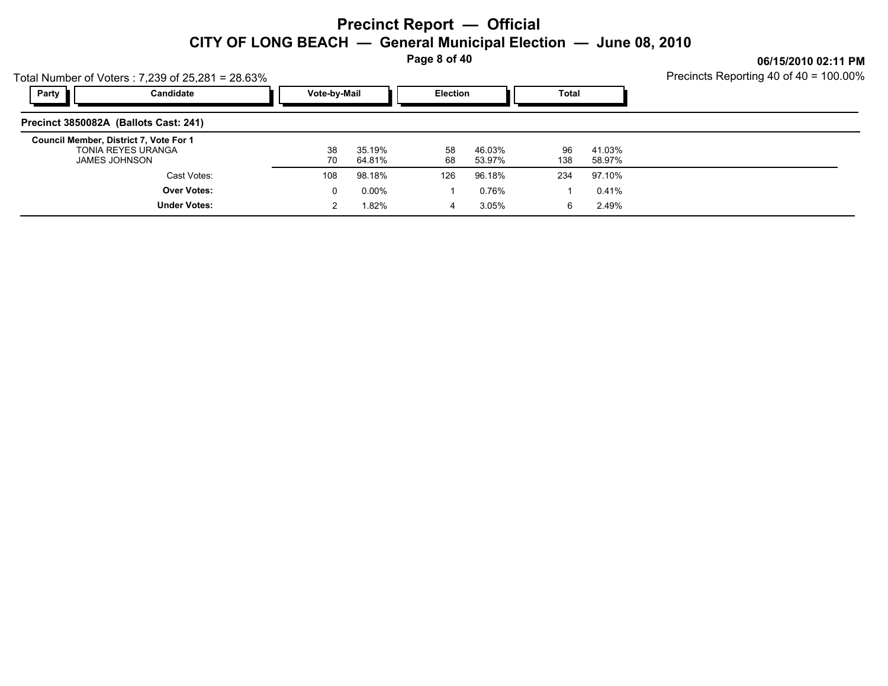# Precinct Report — Official

## CITY OF LONG BEACH — General Municipal Election — June 08, 2010

06/15/2010 02:11 PM

Total Number of Voters : 7,239 of 25,281 = 28.63%

Precincts Reporting 40 of 40 = 100.00%

### Precinct 3850082A (Ballots Cast: 241)

| Party | Candidate | Vote-by-Mail | | Election | | Total | |
|---|---|---|---|---|---|---|---|
| | **Council Member, District 7, Vote For 1** | | | | | | |
| | TONIA REYES URANGA | 38 | 35.19% | 58 | 46.03% | 96 | 41.03% |
| | JAMES JOHNSON | 70 | 64.81% | 68 | 53.97% | 138 | 58.97% |
| | Cast Votes: | 108 | 98.18% | 126 | 96.18% | 234 | 97.10% |
| | **Over Votes:** | 0 | 0.00% | 1 | 0.76% | 1 | 0.41% |
| | **Under Votes:** | 2 | 1.82% | 4 | 3.05% | 6 | 2.49% |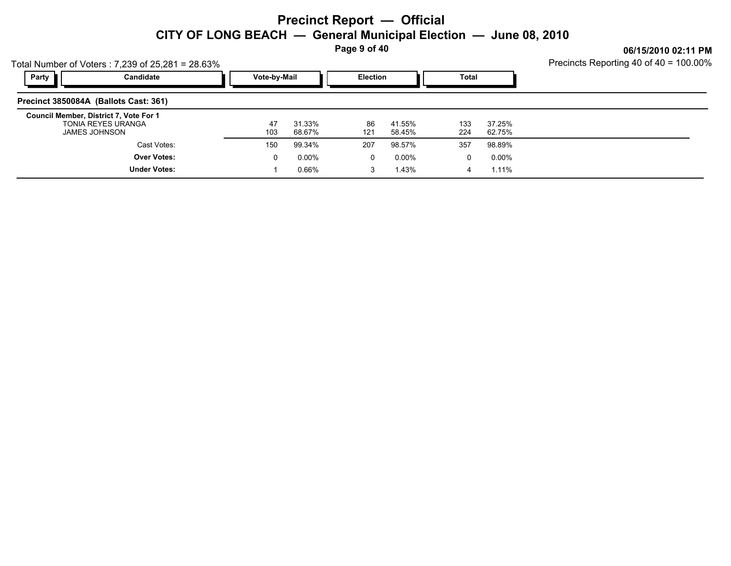# Precinct Report — Official

## CITY OF LONG BEACH — General Municipal Election — June 08, 2010

06/15/2010 02:11 PM

Total Number of Voters : 7,239 of 25,281 = 28.63%

Precincts Reporting 40 of 40 = 100.00%

### Precinct 3850084A (Ballots Cast: 361)

| Party | Candidate | Vote-by-Mail | | Election | | Total | |
|---|---|---|---|---|---|---|---|
| | **Council Member, District 7, Vote For 1** | | | | | | |
| | TONIA REYES URANGA | 47 | 31.33% | 86 | 41.55% | 133 | 37.25% |
| | JAMES JOHNSON | 103 | 68.67% | 121 | 58.45% | 224 | 62.75% |
| | Cast Votes: | 150 | 99.34% | 207 | 98.57% | 357 | 98.89% |
| | **Over Votes:** | 0 | 0.00% | 0 | 0.00% | 0 | 0.00% |
| | **Under Votes:** | 1 | 0.66% | 3 | 1.43% | 4 | 1.11% |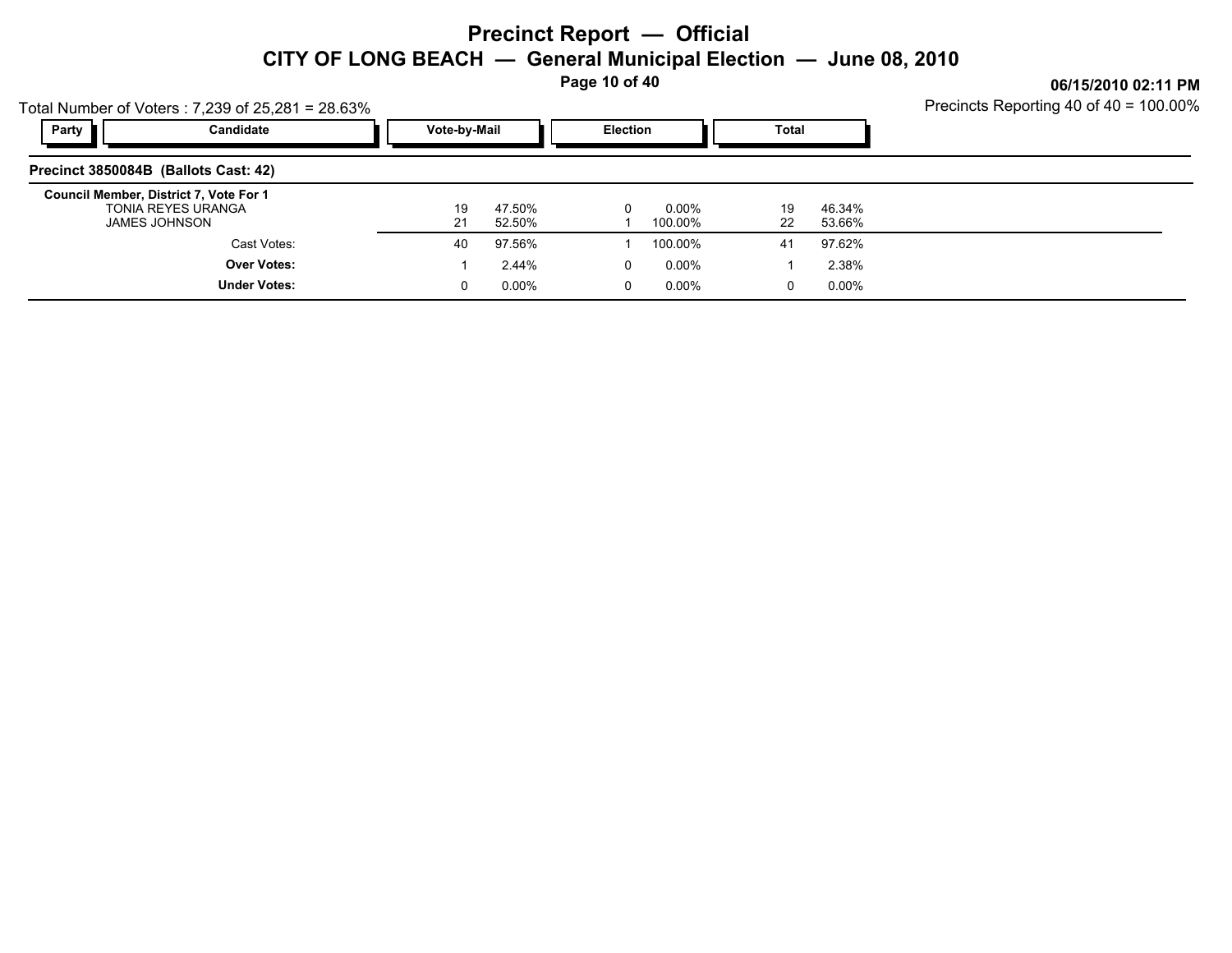# Precinct Report — Official

## CITY OF LONG BEACH — General Municipal Election — June 08, 2010

06/15/2010 02:11 PM

Total Number of Voters : 7,239 of 25,281 = 28.63%

Precincts Reporting 40 of 40 = 100.00%

### Precinct 3850084B (Ballots Cast: 42)

| Party | Candidate | Vote-by-Mail | | Election | | Total | |
|---|---|---|---|---|---|---|---|
| | **Council Member, District 7, Vote For 1** | | | | | | |
| | TONIA REYES URANGA | 19 | 47.50% | 0 | 0.00% | 19 | 46.34% |
| | JAMES JOHNSON | 21 | 52.50% | 1 | 100.00% | 22 | 53.66% |
| | Cast Votes: | 40 | 97.56% | 1 | 100.00% | 41 | 97.62% |
| | **Over Votes:** | 1 | 2.44% | 0 | 0.00% | 1 | 2.38% |
| | **Under Votes:** | 0 | 0.00% | 0 | 0.00% | 0 | 0.00% |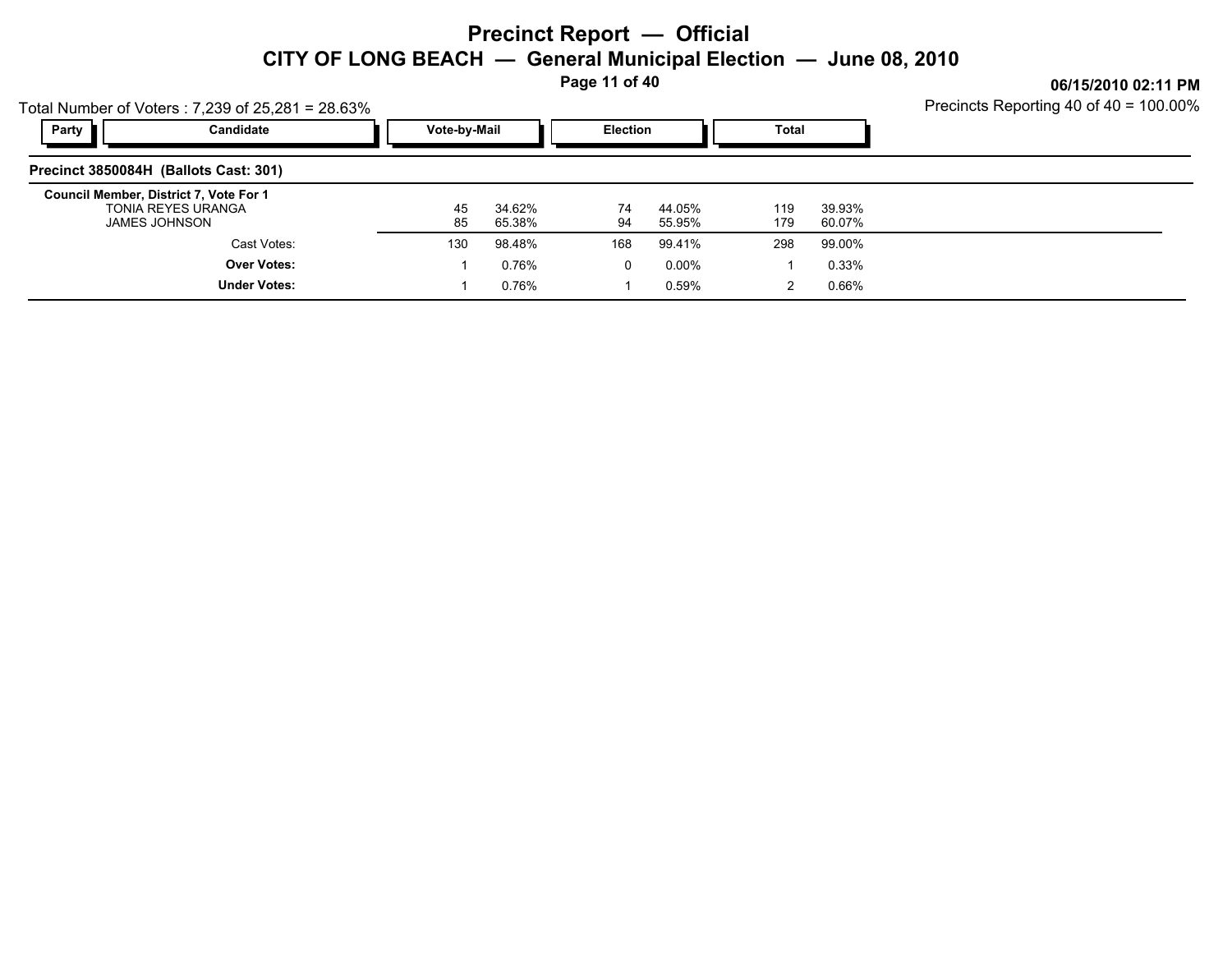# Precinct Report — Official

## CITY OF LONG BEACH — General Municipal Election — June 08, 2010

06/15/2010 02:11 PM

Total Number of Voters : 7,239 of 25,281 = 28.63%

Precincts Reporting 40 of 40 = 100.00%

### Precinct 3850084H (Ballots Cast: 301)

| Party | Candidate | Vote-by-Mail | | Election | | Total | |
|---|---|---|---|---|---|---|---|
| | **Council Member, District 7, Vote For 1** | | | | | | |
| | TONIA REYES URANGA | 45 | 34.62% | 74 | 44.05% | 119 | 39.93% |
| | JAMES JOHNSON | 85 | 65.38% | 94 | 55.95% | 179 | 60.07% |
| | Cast Votes: | 130 | 98.48% | 168 | 99.41% | 298 | 99.00% |
| | **Over Votes:** | 1 | 0.76% | 0 | 0.00% | 1 | 0.33% |
| | **Under Votes:** | 1 | 0.76% | 1 | 0.59% | 2 | 0.66% |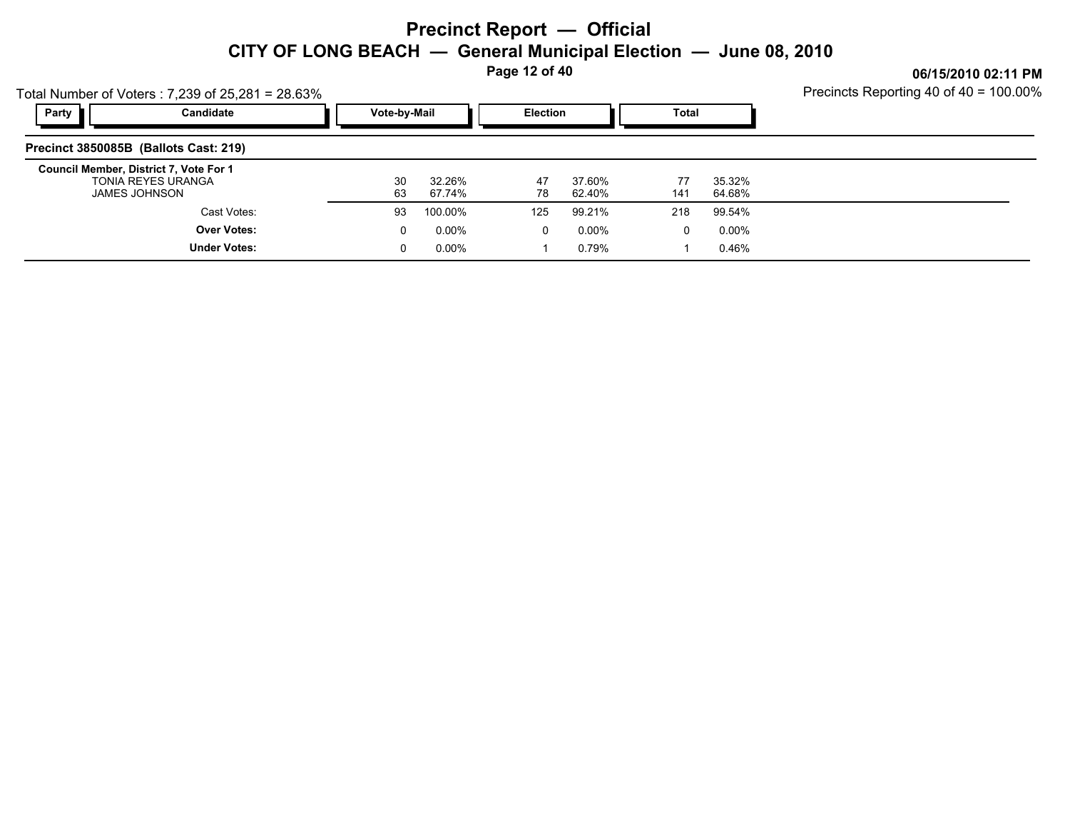# Precinct Report — Official

## CITY OF LONG BEACH — General Municipal Election — June 08, 2010

06/15/2010 02:11 PM

Total Number of Voters : 7,239 of 25,281 = 28.63%

Precincts Reporting 40 of 40 = 100.00%

### Precinct 3850085B (Ballots Cast: 219)

| Party | Candidate | Vote-by-Mail | | Election | | Total | |
|---|---|---|---|---|---|---|---|
| | **Council Member, District 7, Vote For 1** | | | | | | |
| | TONIA REYES URANGA | 30 | 32.26% | 47 | 37.60% | 77 | 35.32% |
| | JAMES JOHNSON | 63 | 67.74% | 78 | 62.40% | 141 | 64.68% |
| | Cast Votes: | 93 | 100.00% | 125 | 99.21% | 218 | 99.54% |
| | **Over Votes:** | 0 | 0.00% | 0 | 0.00% | 0 | 0.00% |
| | **Under Votes:** | 0 | 0.00% | 1 | 0.79% | 1 | 0.46% |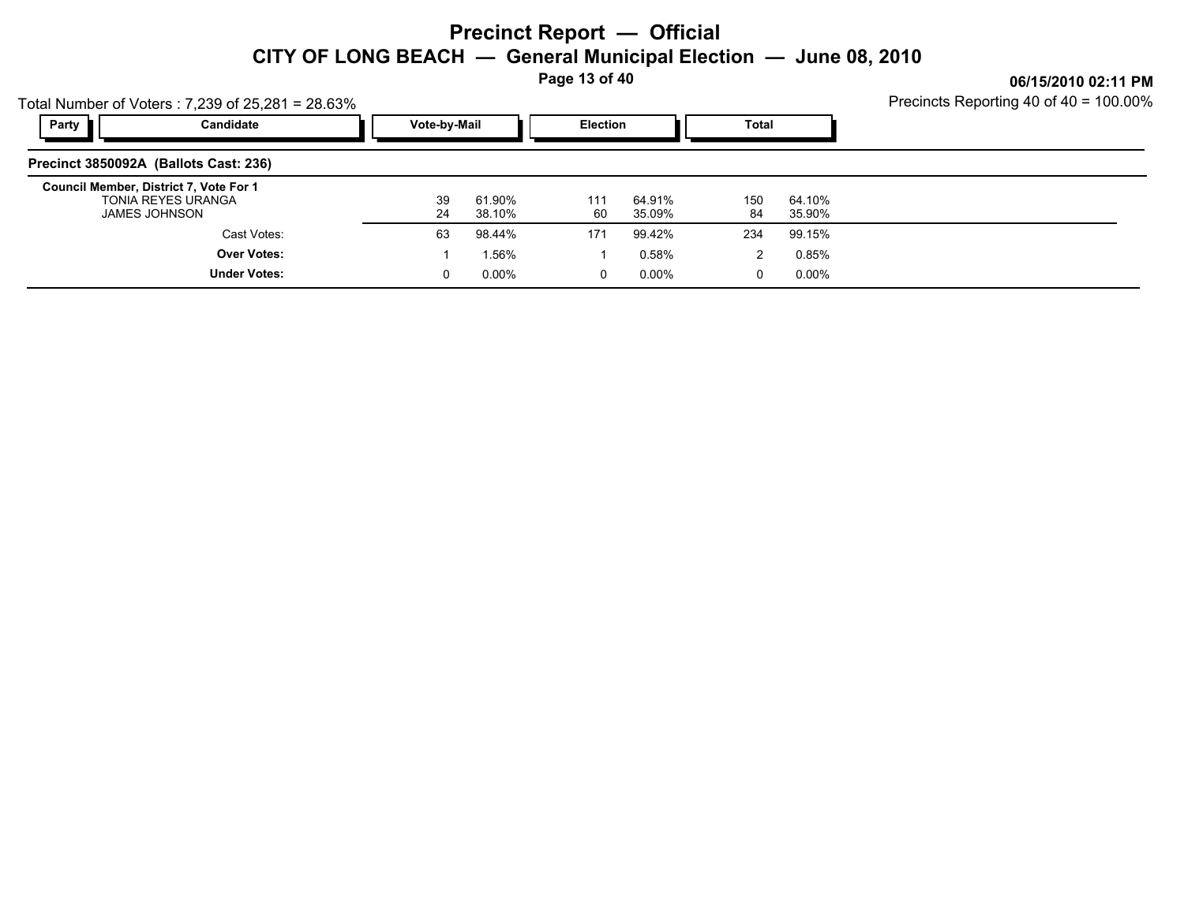# Precinct Report — Official

## CITY OF LONG BEACH — General Municipal Election — June 08, 2010

06/15/2010 02:11 PM

Total Number of Voters : 7,239 of 25,281 = 28.63%

Precincts Reporting 40 of 40 = 100.00%

### Precinct 3850092A (Ballots Cast: 236)

| Party | Candidate | Vote-by-Mail | | Election | | Total | |
|---|---|---|---|---|---|---|---|
| | **Council Member, District 7, Vote For 1** | | | | | | |
| | TONIA REYES URANGA | 39 | 61.90% | 111 | 64.91% | 150 | 64.10% |
| | JAMES JOHNSON | 24 | 38.10% | 60 | 35.09% | 84 | 35.90% |
| | Cast Votes: | 63 | 98.44% | 171 | 99.42% | 234 | 99.15% |
| | **Over Votes:** | 1 | 1.56% | 1 | 0.58% | 2 | 0.85% |
| | **Under Votes:** | 0 | 0.00% | 0 | 0.00% | 0 | 0.00% |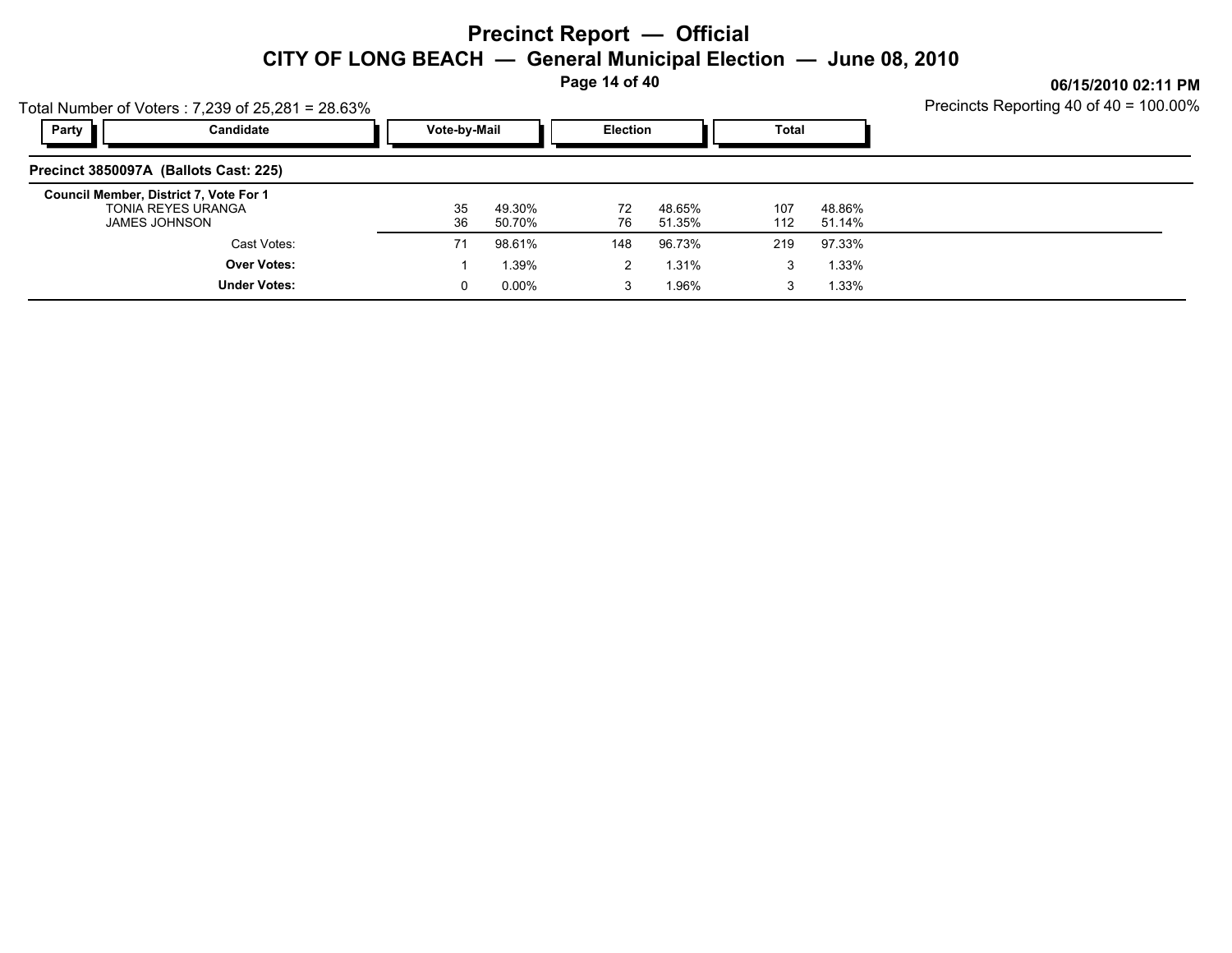# Precinct Report — Official

## CITY OF LONG BEACH — General Municipal Election — June 08, 2010

06/15/2010 02:11 PM

Total Number of Voters : 7,239 of 25,281 = 28.63%

Precincts Reporting 40 of 40 = 100.00%

### Precinct 3850097A (Ballots Cast: 225)

| Party | Candidate | Vote-by-Mail | | Election | | Total | |
|---|---|---|---|---|---|---|---|
| **Council Member, District 7, Vote For 1** | | | | | | | |
| | TONIA REYES URANGA | 35 | 49.30% | 72 | 48.65% | 107 | 48.86% |
| | JAMES JOHNSON | 36 | 50.70% | 76 | 51.35% | 112 | 51.14% |
| | Cast Votes: | 71 | 98.61% | 148 | 96.73% | 219 | 97.33% |
| | **Over Votes:** | 1 | 1.39% | 2 | 1.31% | 3 | 1.33% |
| | **Under Votes:** | 0 | 0.00% | 3 | 1.96% | 3 | 1.33% |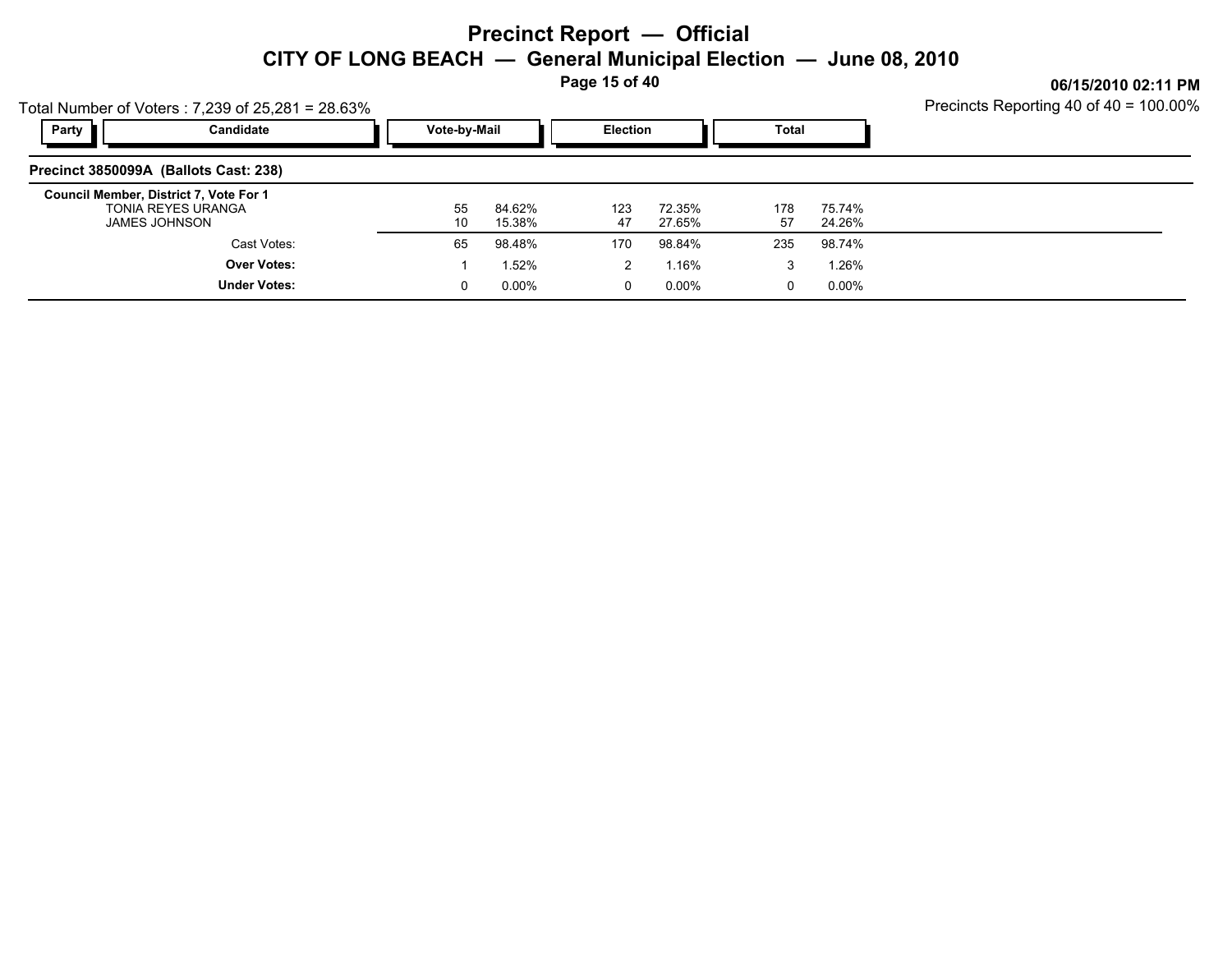# Precinct Report — Official

## CITY OF LONG BEACH — General Municipal Election — June 08, 2010

06/15/2010 02:11 PM

Total Number of Voters : 7,239 of 25,281 = 28.63%

Precincts Reporting 40 of 40 = 100.00%

| Party | Candidate | Vote-by-Mail | | Election | | Total | |
|---|---|---|---|---|---|---|---|
| **Precinct 3850099A (Ballots Cast: 238)** | | | | | | | |
| **Council Member, District 7, Vote For 1** | | | | | | | |
| | TONIA REYES URANGA | 55 | 84.62% | 123 | 72.35% | 178 | 75.74% |
| | JAMES JOHNSON | 10 | 15.38% | 47 | 27.65% | 57 | 24.26% |
| | Cast Votes: | 65 | 98.48% | 170 | 98.84% | 235 | 98.74% |
| | **Over Votes:** | 1 | 1.52% | 2 | 1.16% | 3 | 1.26% |
| | **Under Votes:** | 0 | 0.00% | 0 | 0.00% | 0 | 0.00% |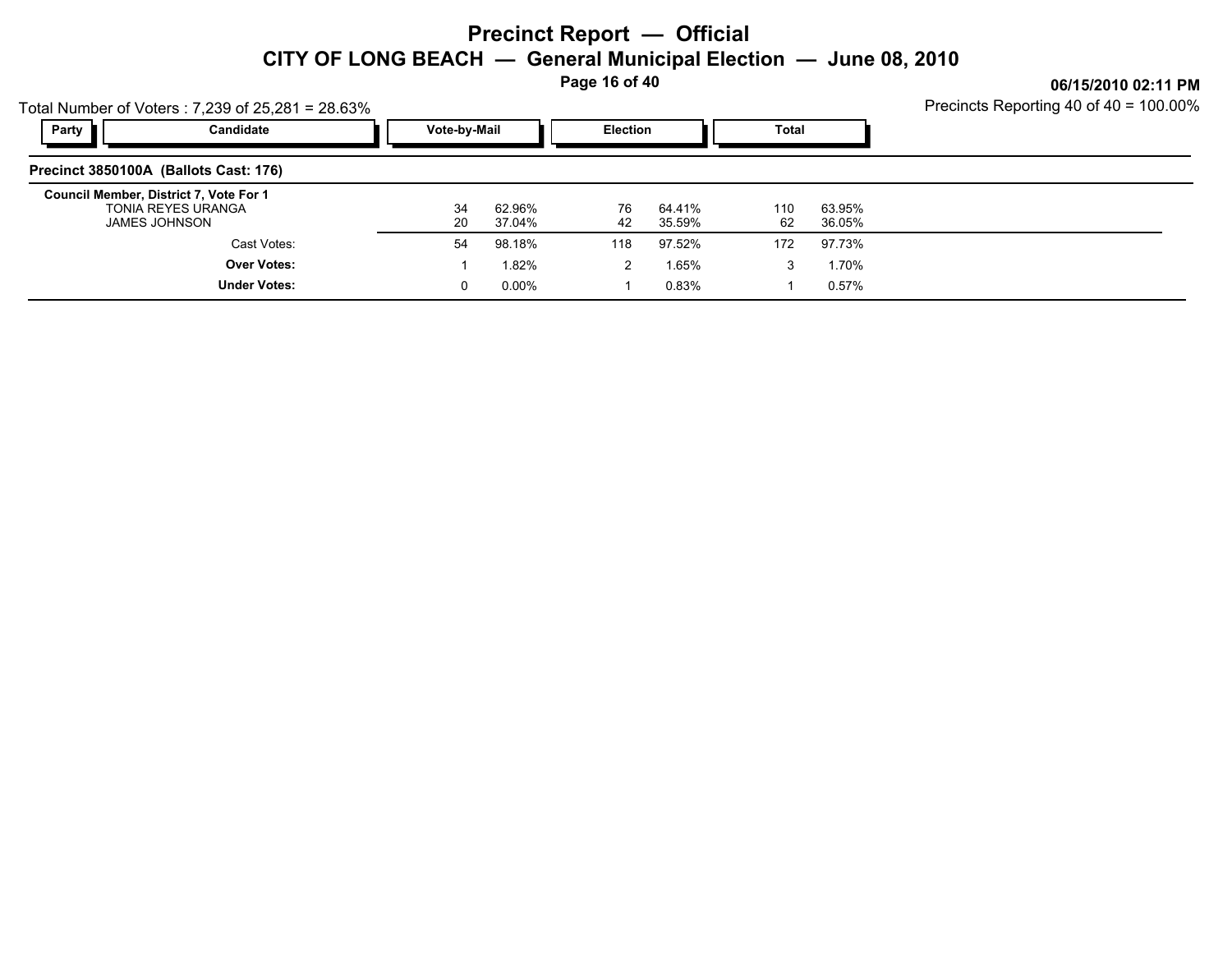# Precinct Report — Official

## CITY OF LONG BEACH — General Municipal Election — June 08, 2010

06/15/2010 02:11 PM

Total Number of Voters : 7,239 of 25,281 = 28.63%

Precincts Reporting 40 of 40 = 100.00%

### Precinct 3850100A (Ballots Cast: 176)

| Party | Candidate | Vote-by-Mail | | Election | | Total | |
|---|---|---|---|---|---|---|---|
| | **Council Member, District 7, Vote For 1** | | | | | | |
| | TONIA REYES URANGA | 34 | 62.96% | 76 | 64.41% | 110 | 63.95% |
| | JAMES JOHNSON | 20 | 37.04% | 42 | 35.59% | 62 | 36.05% |
| | Cast Votes: | 54 | 98.18% | 118 | 97.52% | 172 | 97.73% |
| | **Over Votes:** | 1 | 1.82% | 2 | 1.65% | 3 | 1.70% |
| | **Under Votes:** | 0 | 0.00% | 1 | 0.83% | 1 | 0.57% |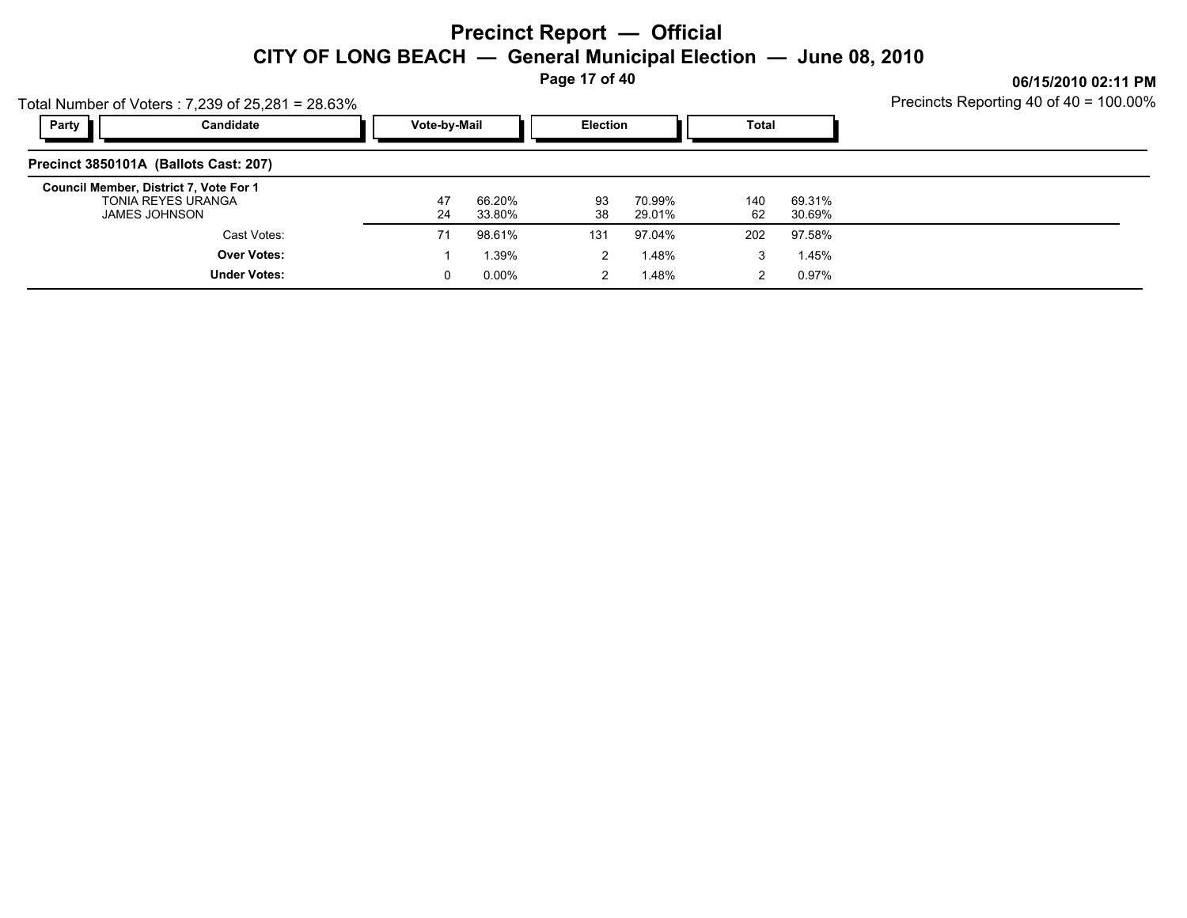# Precinct Report — Official

## CITY OF LONG BEACH — General Municipal Election — June 08, 2010

06/15/2010 02:11 PM

Total Number of Voters : 7,239 of 25,281 = 28.63%

Precincts Reporting 40 of 40 = 100.00%

### Precinct 3850101A (Ballots Cast: 207)

| Party | Candidate | Vote-by-Mail | | Election | | Total | |
|---|---|---|---|---|---|---|---|
| | **Council Member, District 7, Vote For 1** | | | | | | |
| | TONIA REYES URANGA | 47 | 66.20% | 93 | 70.99% | 140 | 69.31% |
| | JAMES JOHNSON | 24 | 33.80% | 38 | 29.01% | 62 | 30.69% |
| | Cast Votes: | 71 | 98.61% | 131 | 97.04% | 202 | 97.58% |
| | **Over Votes:** | 1 | 1.39% | 2 | 1.48% | 3 | 1.45% |
| | **Under Votes:** | 0 | 0.00% | 2 | 1.48% | 2 | 0.97% |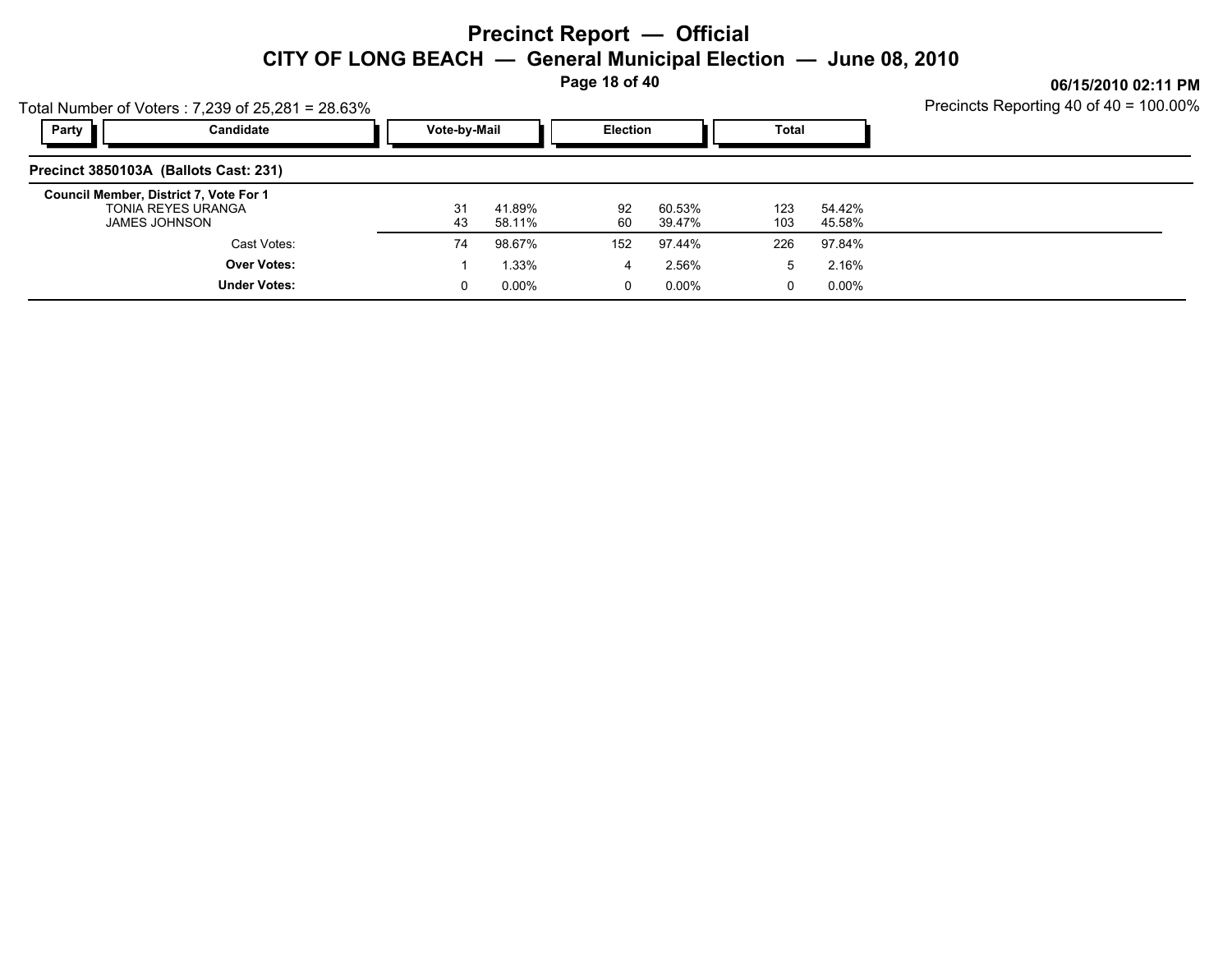# Precinct Report — Official

## CITY OF LONG BEACH — General Municipal Election — June 08, 2010

06/15/2010 02:11 PM

Total Number of Voters : 7,239 of 25,281 = 28.63%

Precincts Reporting 40 of 40 = 100.00%

| Party | Candidate | Vote-by-Mail | | Election | | Total | |
|---|---|---|---|---|---|---|---|
| **Precinct 3850103A (Ballots Cast: 231)** | | | | | | | |
| **Council Member, District 7, Vote For 1** | | | | | | | |
| | TONIA REYES URANGA | 31 | 41.89% | 92 | 60.53% | 123 | 54.42% |
| | JAMES JOHNSON | 43 | 58.11% | 60 | 39.47% | 103 | 45.58% |
| | Cast Votes: | 74 | 98.67% | 152 | 97.44% | 226 | 97.84% |
| | **Over Votes:** | 1 | 1.33% | 4 | 2.56% | 5 | 2.16% |
| | **Under Votes:** | 0 | 0.00% | 0 | 0.00% | 0 | 0.00% |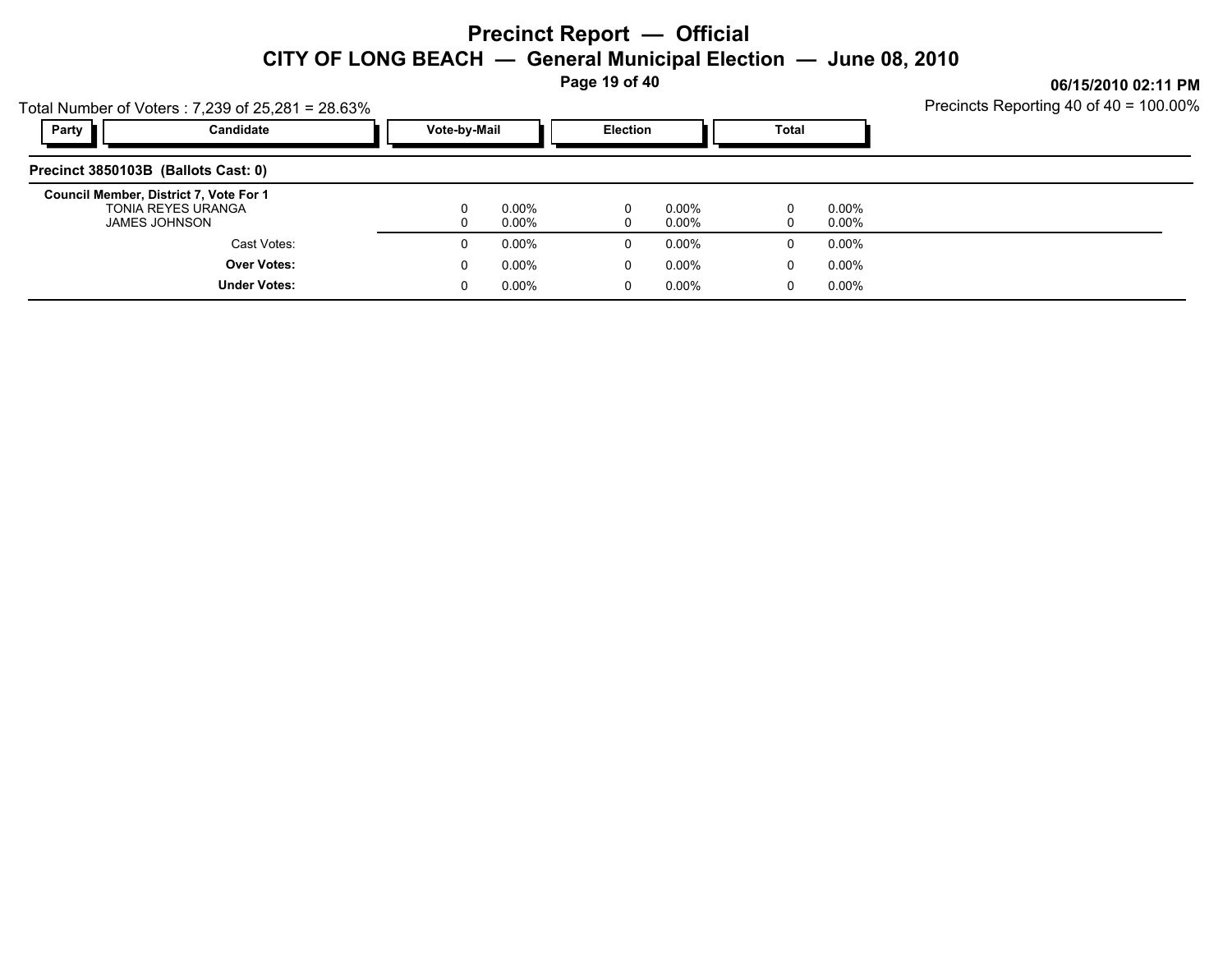# Precinct Report — Official

## CITY OF LONG BEACH — General Municipal Election — June 08, 2010

06/15/2010 02:11 PM

Total Number of Voters : 7,239 of 25,281 = 28.63%

Precincts Reporting 40 of 40 = 100.00%

| Party | Candidate | Vote-by-Mail | | Election | | Total | |
|---|---|---|---|---|---|---|---|
| **Precinct 3850103B (Ballots Cast: 0)** | | | | | | | |
| **Council Member, District 7, Vote For 1** | | | | | | | |
| | TONIA REYES URANGA | 0 | 0.00% | 0 | 0.00% | 0 | 0.00% |
| | JAMES JOHNSON | 0 | 0.00% | 0 | 0.00% | 0 | 0.00% |
| | Cast Votes: | 0 | 0.00% | 0 | 0.00% | 0 | 0.00% |
| | **Over Votes:** | 0 | 0.00% | 0 | 0.00% | 0 | 0.00% |
| | **Under Votes:** | 0 | 0.00% | 0 | 0.00% | 0 | 0.00% |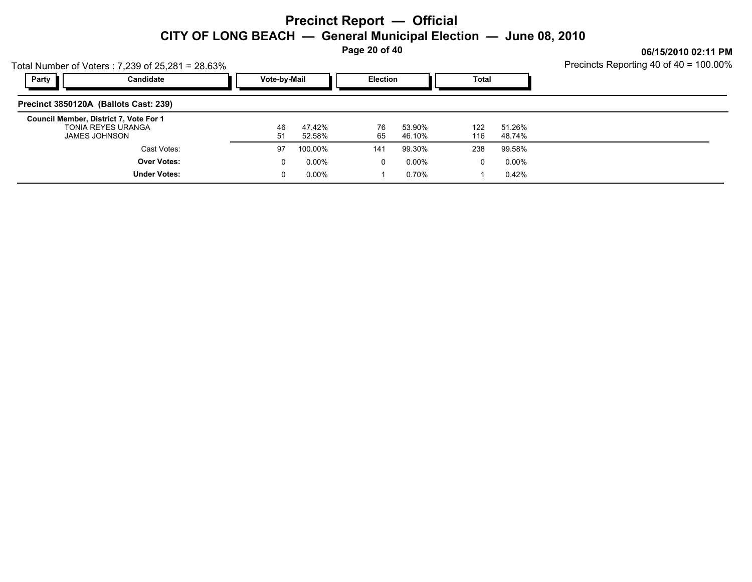# Precinct Report — Official

## CITY OF LONG BEACH — General Municipal Election — June 08, 2010

06/15/2010 02:11 PM

Total Number of Voters : 7,239 of 25,281 = 28.63%

Precincts Reporting 40 of 40 = 100.00%

| Party | Candidate | Vote-by-Mail | | Election | | Total | |
|---|---|---|---|---|---|---|---|
| **Precinct 3850120A (Ballots Cast: 239)** | | | | | | | |
| **Council Member, District 7, Vote For 1** | | | | | | | |
| | TONIA REYES URANGA | 46 | 47.42% | 76 | 53.90% | 122 | 51.26% |
| | JAMES JOHNSON | 51 | 52.58% | 65 | 46.10% | 116 | 48.74% |
| | Cast Votes: | 97 | 100.00% | 141 | 99.30% | 238 | 99.58% |
| | **Over Votes:** | 0 | 0.00% | 0 | 0.00% | 0 | 0.00% |
| | **Under Votes:** | 0 | 0.00% | 1 | 0.70% | 1 | 0.42% |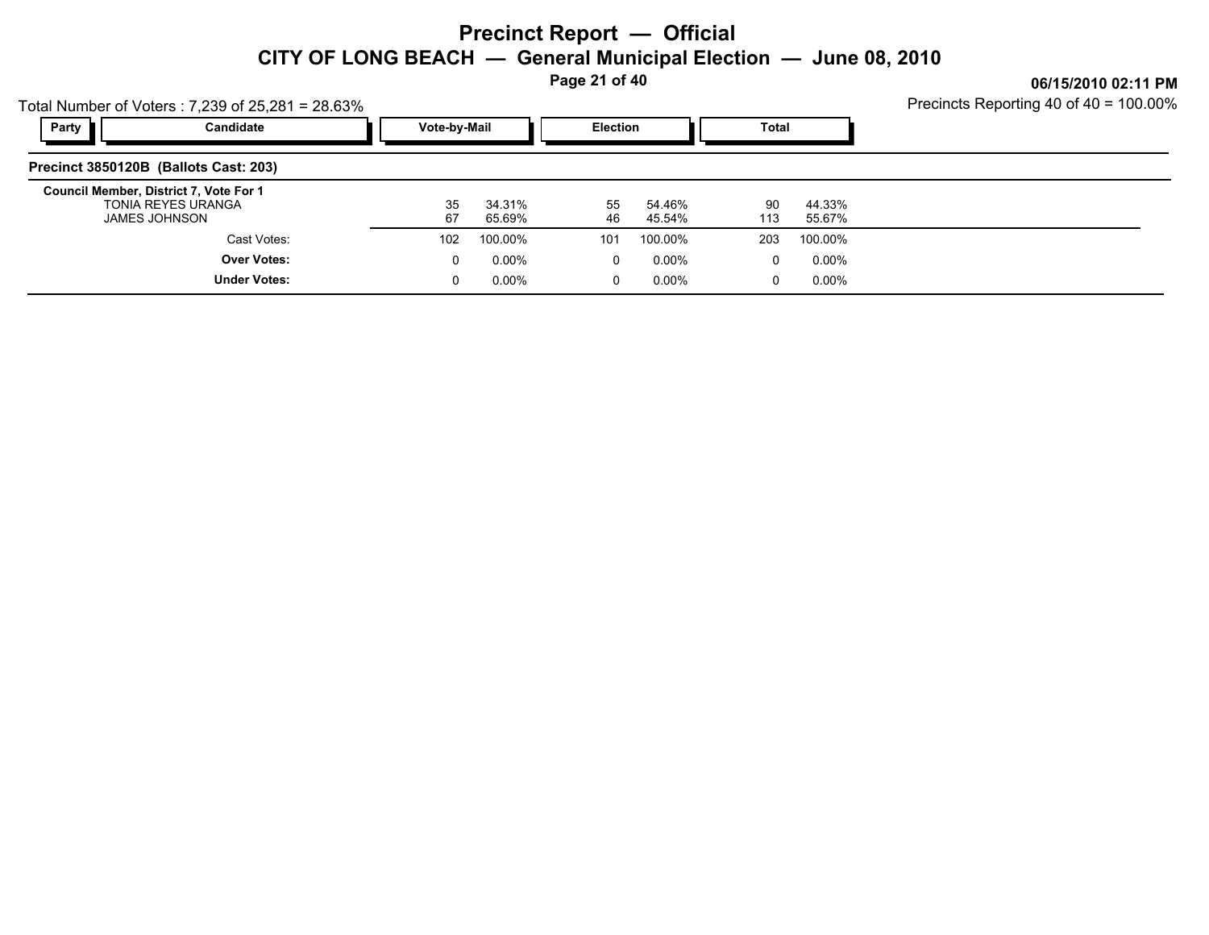# Precinct Report — Official

## CITY OF LONG BEACH — General Municipal Election — June 08, 2010

06/15/2010 02:11 PM

Total Number of Voters : 7,239 of 25,281 = 28.63%

Precincts Reporting 40 of 40 = 100.00%

### Precinct 3850120B (Ballots Cast: 203)

| Party | Candidate | Vote-by-Mail | | Election | | Total | |
|---|---|---|---|---|---|---|---|
| | **Council Member, District 7, Vote For 1** | | | | | | |
| | TONIA REYES URANGA | 35 | 34.31% | 55 | 54.46% | 90 | 44.33% |
| | JAMES JOHNSON | 67 | 65.69% | 46 | 45.54% | 113 | 55.67% |
| | Cast Votes: | 102 | 100.00% | 101 | 100.00% | 203 | 100.00% |
| | **Over Votes:** | 0 | 0.00% | 0 | 0.00% | 0 | 0.00% |
| | **Under Votes:** | 0 | 0.00% | 0 | 0.00% | 0 | 0.00% |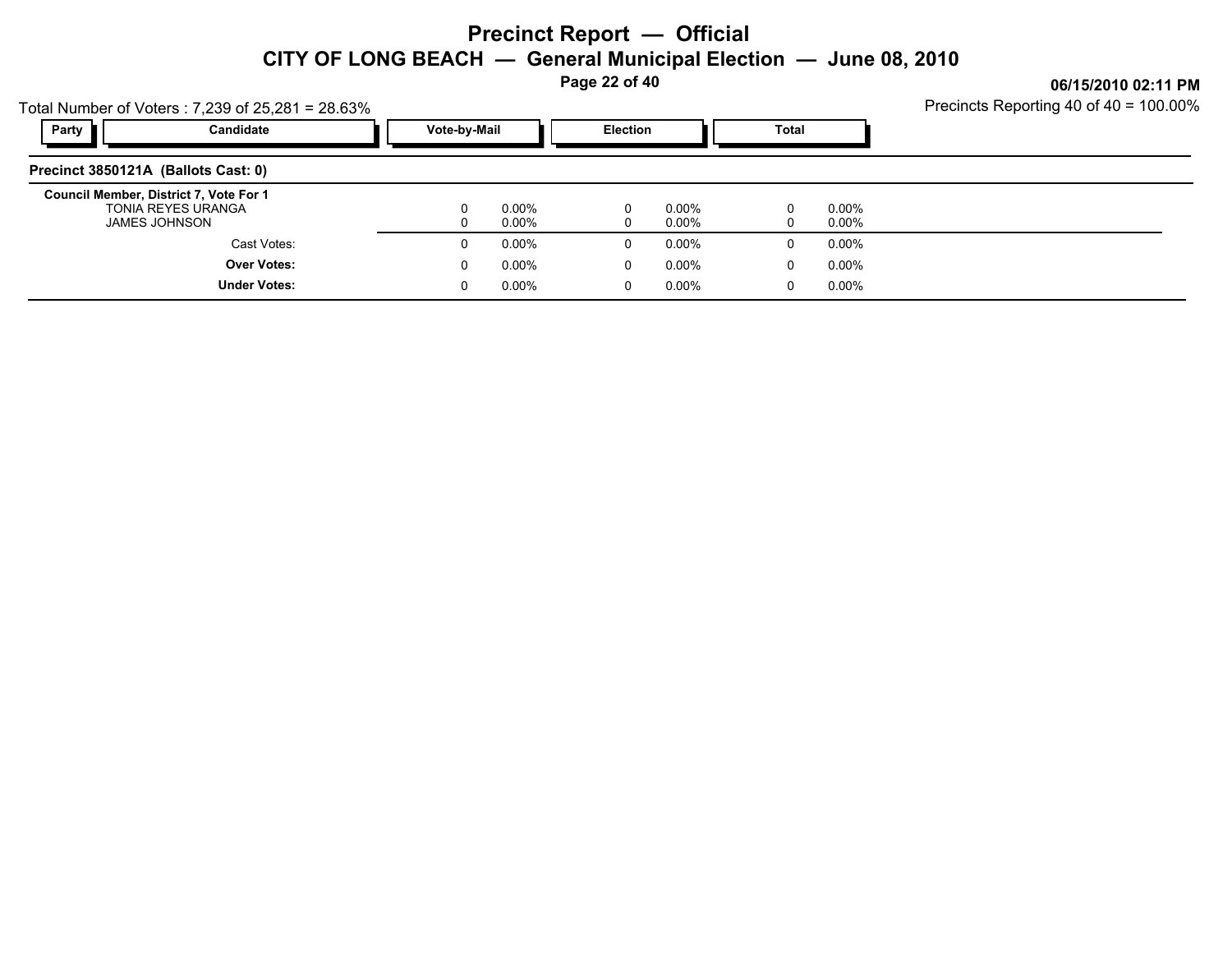# Precinct Report — Official

## CITY OF LONG BEACH — General Municipal Election — June 08, 2010

**06/15/2010 02:11 PM**

Total Number of Voters : 7,239 of 25,281 = 28.63%

Precincts Reporting 40 of 40 = 100.00%

| Party | Candidate | Vote-by-Mail | | Election | | Total | |
|---|---|---|---|---|---|---|---|
| **Precinct 3850121A (Ballots Cast: 0)** | | | | | | | |
| **Council Member, District 7, Vote For 1** | | | | | | | |
| | TONIA REYES URANGA | 0 | 0.00% | 0 | 0.00% | 0 | 0.00% |
| | JAMES JOHNSON | 0 | 0.00% | 0 | 0.00% | 0 | 0.00% |
| | Cast Votes: | 0 | 0.00% | 0 | 0.00% | 0 | 0.00% |
| | **Over Votes:** | 0 | 0.00% | 0 | 0.00% | 0 | 0.00% |
| | **Under Votes:** | 0 | 0.00% | 0 | 0.00% | 0 | 0.00% |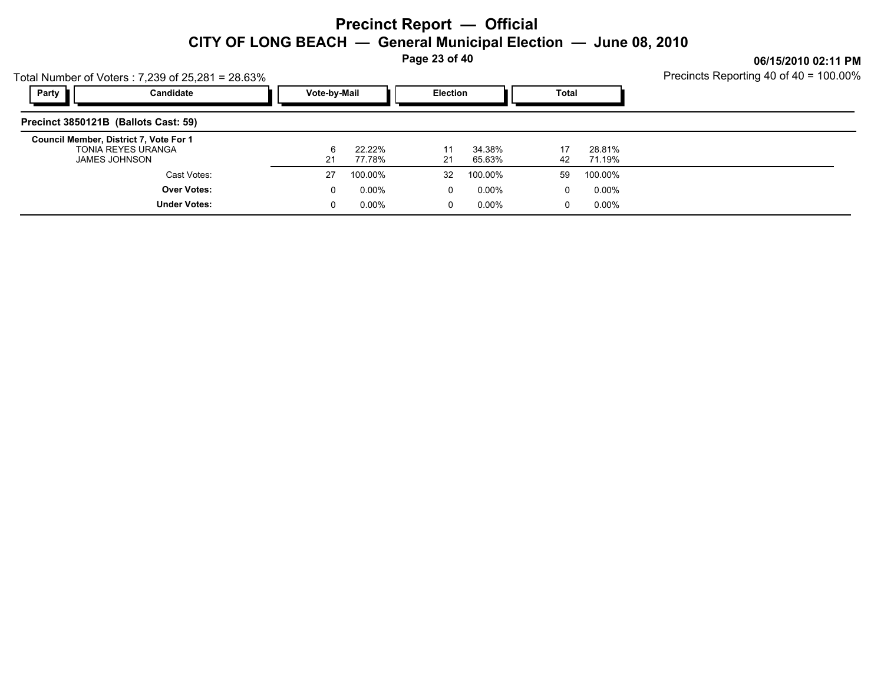# Precinct Report — Official

## CITY OF LONG BEACH — General Municipal Election — June 08, 2010

06/15/2010 02:11 PM

Total Number of Voters : 7,239 of 25,281 = 28.63%

Precincts Reporting 40 of 40 = 100.00%

### Precinct 3850121B (Ballots Cast: 59)

| Party | Candidate | Vote-by-Mail | | Election | | Total | |
|---|---|---|---|---|---|---|---|
| | **Council Member, District 7, Vote For 1** | | | | | | |
| | TONIA REYES URANGA | 6 | 22.22% | 11 | 34.38% | 17 | 28.81% |
| | JAMES JOHNSON | 21 | 77.78% | 21 | 65.63% | 42 | 71.19% |
| | Cast Votes: | 27 | 100.00% | 32 | 100.00% | 59 | 100.00% |
| | **Over Votes:** | 0 | 0.00% | 0 | 0.00% | 0 | 0.00% |
| | **Under Votes:** | 0 | 0.00% | 0 | 0.00% | 0 | 0.00% |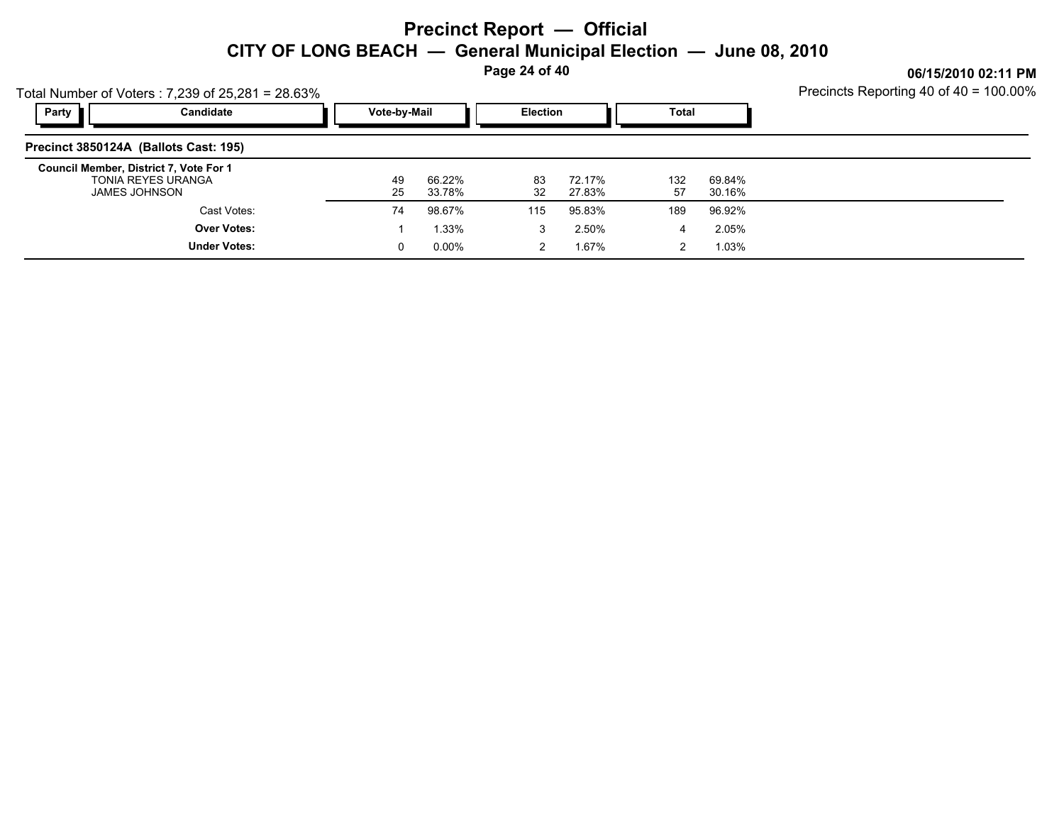# Precinct Report — Official

## CITY OF LONG BEACH — General Municipal Election — June 08, 2010

06/15/2010 02:11 PM

Total Number of Voters : 7,239 of 25,281 = 28.63%

Precincts Reporting 40 of 40 = 100.00%

### Precinct 3850124A (Ballots Cast: 195)

| Party | Candidate | Vote-by-Mail | | Election | | Total | |
|---|---|---|---|---|---|---|---|
| | **Council Member, District 7, Vote For 1** | | | | | | |
| | TONIA REYES URANGA | 49 | 66.22% | 83 | 72.17% | 132 | 69.84% |
| | JAMES JOHNSON | 25 | 33.78% | 32 | 27.83% | 57 | 30.16% |
| | Cast Votes: | 74 | 98.67% | 115 | 95.83% | 189 | 96.92% |
| | **Over Votes:** | 1 | 1.33% | 3 | 2.50% | 4 | 2.05% |
| | **Under Votes:** | 0 | 0.00% | 2 | 1.67% | 2 | 1.03% |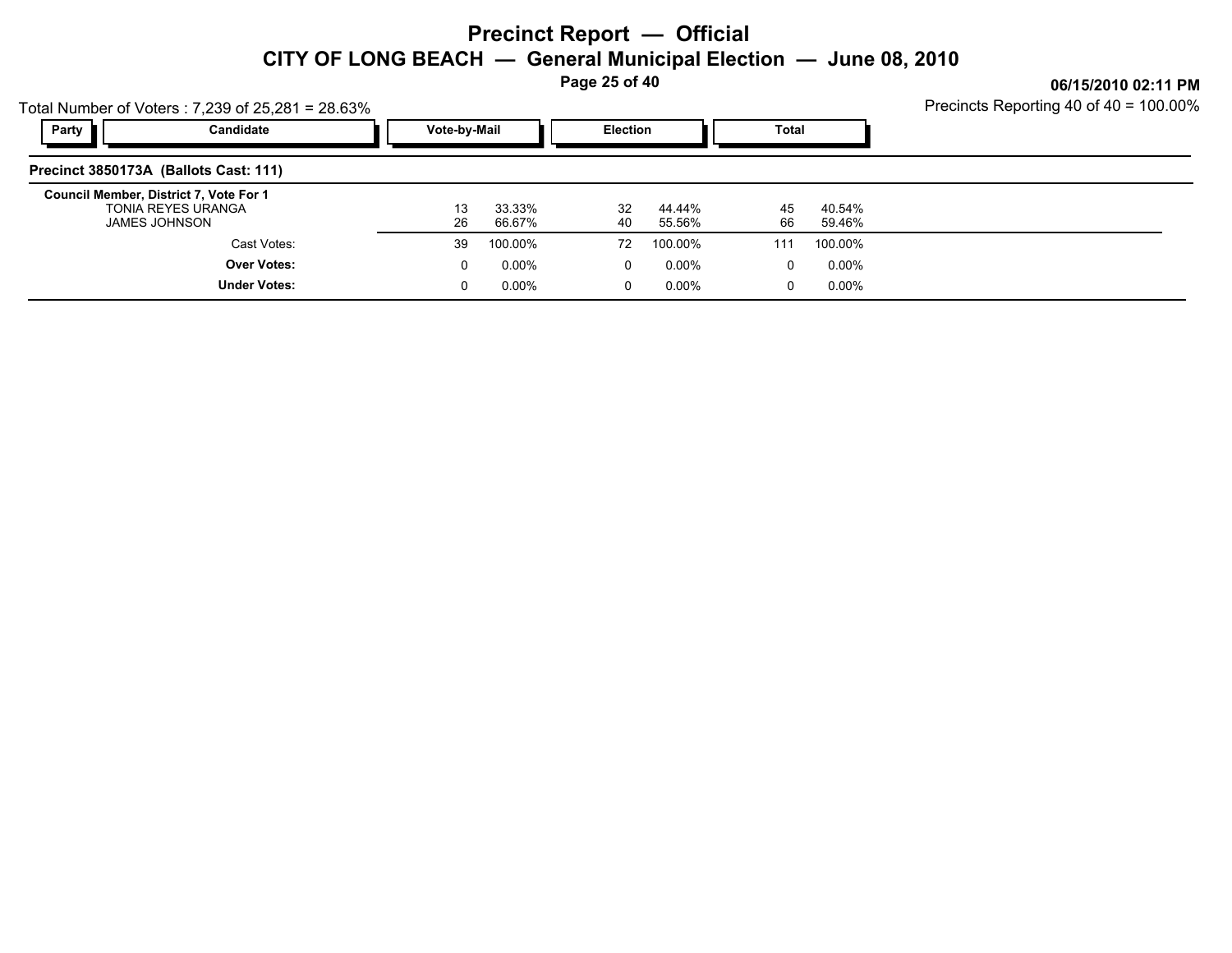# Precinct Report — Official

## CITY OF LONG BEACH — General Municipal Election — June 08, 2010

06/15/2010 02:11 PM

Total Number of Voters : 7,239 of 25,281 = 28.63%

Precincts Reporting 40 of 40 = 100.00%

| Party | Candidate | Vote-by-Mail | | Election | | Total | |
|---|---|---|---|---|---|---|---|
| **Precinct 3850173A (Ballots Cast: 111)** | | | | | | | |
| **Council Member, District 7, Vote For 1** | | | | | | | |
| | TONIA REYES URANGA | 13 | 33.33% | 32 | 44.44% | 45 | 40.54% |
| | JAMES JOHNSON | 26 | 66.67% | 40 | 55.56% | 66 | 59.46% |
| | Cast Votes: | 39 | 100.00% | 72 | 100.00% | 111 | 100.00% |
| | **Over Votes:** | 0 | 0.00% | 0 | 0.00% | 0 | 0.00% |
| | **Under Votes:** | 0 | 0.00% | 0 | 0.00% | 0 | 0.00% |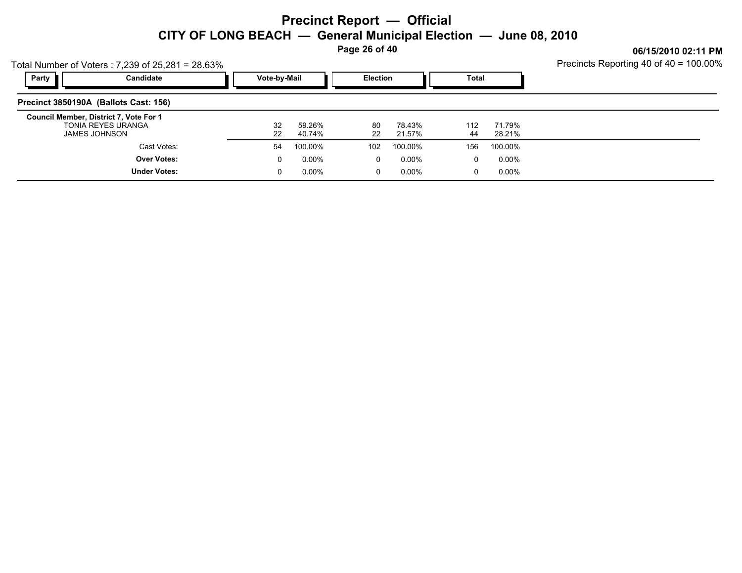# Precinct Report — Official

## CITY OF LONG BEACH — General Municipal Election — June 08, 2010

06/15/2010 02:11 PM

Total Number of Voters : 7,239 of 25,281 = 28.63%

Precincts Reporting 40 of 40 = 100.00%

### Precinct 3850190A (Ballots Cast: 156)

| Party | Candidate | Vote-by-Mail | | Election | | Total | |
|---|---|---|---|---|---|---|---|
| | **Council Member, District 7, Vote For 1** | | | | | | |
| | TONIA REYES URANGA | 32 | 59.26% | 80 | 78.43% | 112 | 71.79% |
| | JAMES JOHNSON | 22 | 40.74% | 22 | 21.57% | 44 | 28.21% |
| | Cast Votes: | 54 | 100.00% | 102 | 100.00% | 156 | 100.00% |
| | **Over Votes:** | 0 | 0.00% | 0 | 0.00% | 0 | 0.00% |
| | **Under Votes:** | 0 | 0.00% | 0 | 0.00% | 0 | 0.00% |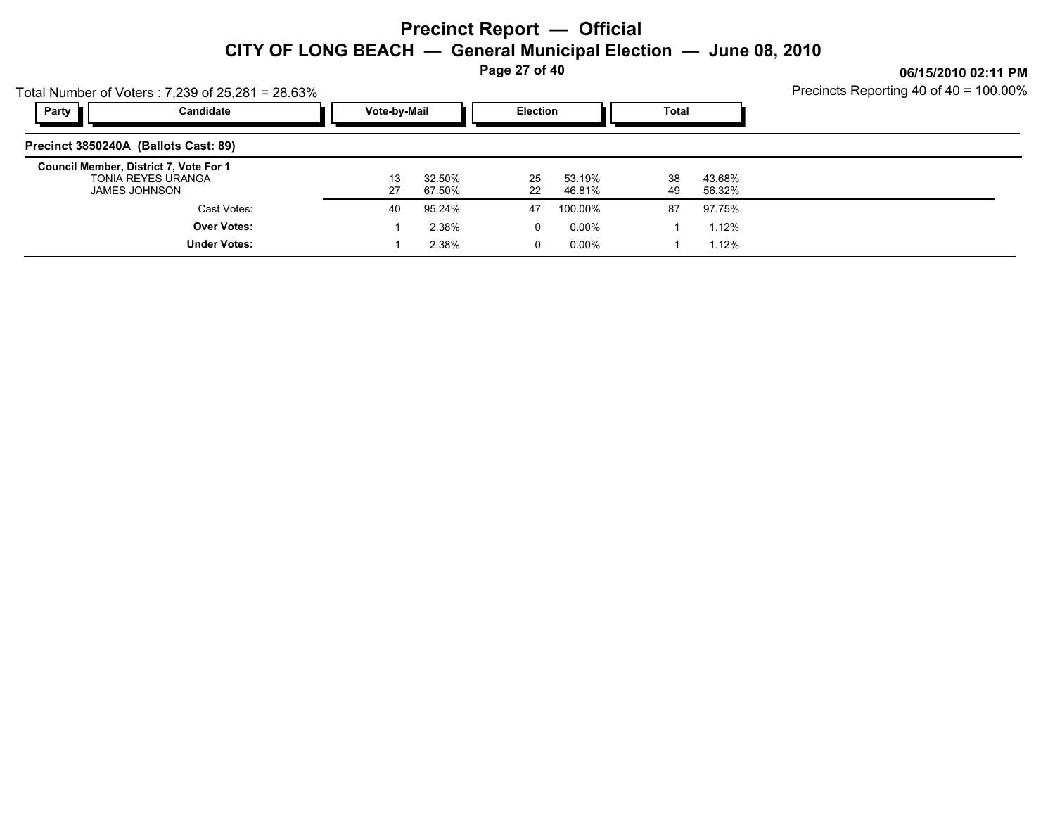# Precinct Report — Official

## CITY OF LONG BEACH — General Municipal Election — June 08, 2010

06/15/2010 02:11 PM

Total Number of Voters : 7,239 of 25,281 = 28.63%

Precincts Reporting 40 of 40 = 100.00%

### Precinct 3850240A (Ballots Cast: 89)

| Party | Candidate | Vote-by-Mail | | Election | | Total | |
|---|---|---|---|---|---|---|---|
| | **Council Member, District 7, Vote For 1** | | | | | | |
| | TONIA REYES URANGA | 13 | 32.50% | 25 | 53.19% | 38 | 43.68% |
| | JAMES JOHNSON | 27 | 67.50% | 22 | 46.81% | 49 | 56.32% |
| | Cast Votes: | 40 | 95.24% | 47 | 100.00% | 87 | 97.75% |
| | **Over Votes:** | 1 | 2.38% | 0 | 0.00% | 1 | 1.12% |
| | **Under Votes:** | 1 | 2.38% | 0 | 0.00% | 1 | 1.12% |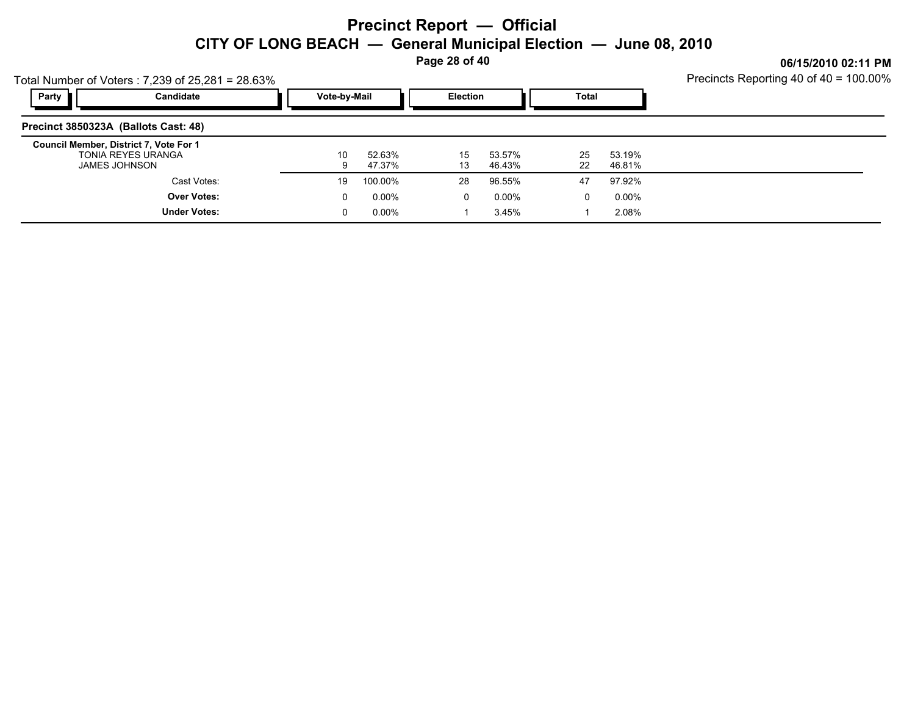# Precinct Report — Official

## CITY OF LONG BEACH — General Municipal Election — June 08, 2010

06/15/2010 02:11 PM

Total Number of Voters : 7,239 of 25,281 = 28.63%

Precincts Reporting 40 of 40 = 100.00%

### Precinct 3850323A (Ballots Cast: 48)

| Party | Candidate | Vote-by-Mail | | Election | | Total | |
|---|---|---|---|---|---|---|---|
| | **Council Member, District 7, Vote For 1** | | | | | | |
| | TONIA REYES URANGA | 10 | 52.63% | 15 | 53.57% | 25 | 53.19% |
| | JAMES JOHNSON | 9 | 47.37% | 13 | 46.43% | 22 | 46.81% |
| | Cast Votes: | 19 | 100.00% | 28 | 96.55% | 47 | 97.92% |
| | **Over Votes:** | 0 | 0.00% | 0 | 0.00% | 0 | 0.00% |
| | **Under Votes:** | 0 | 0.00% | 1 | 3.45% | 1 | 2.08% |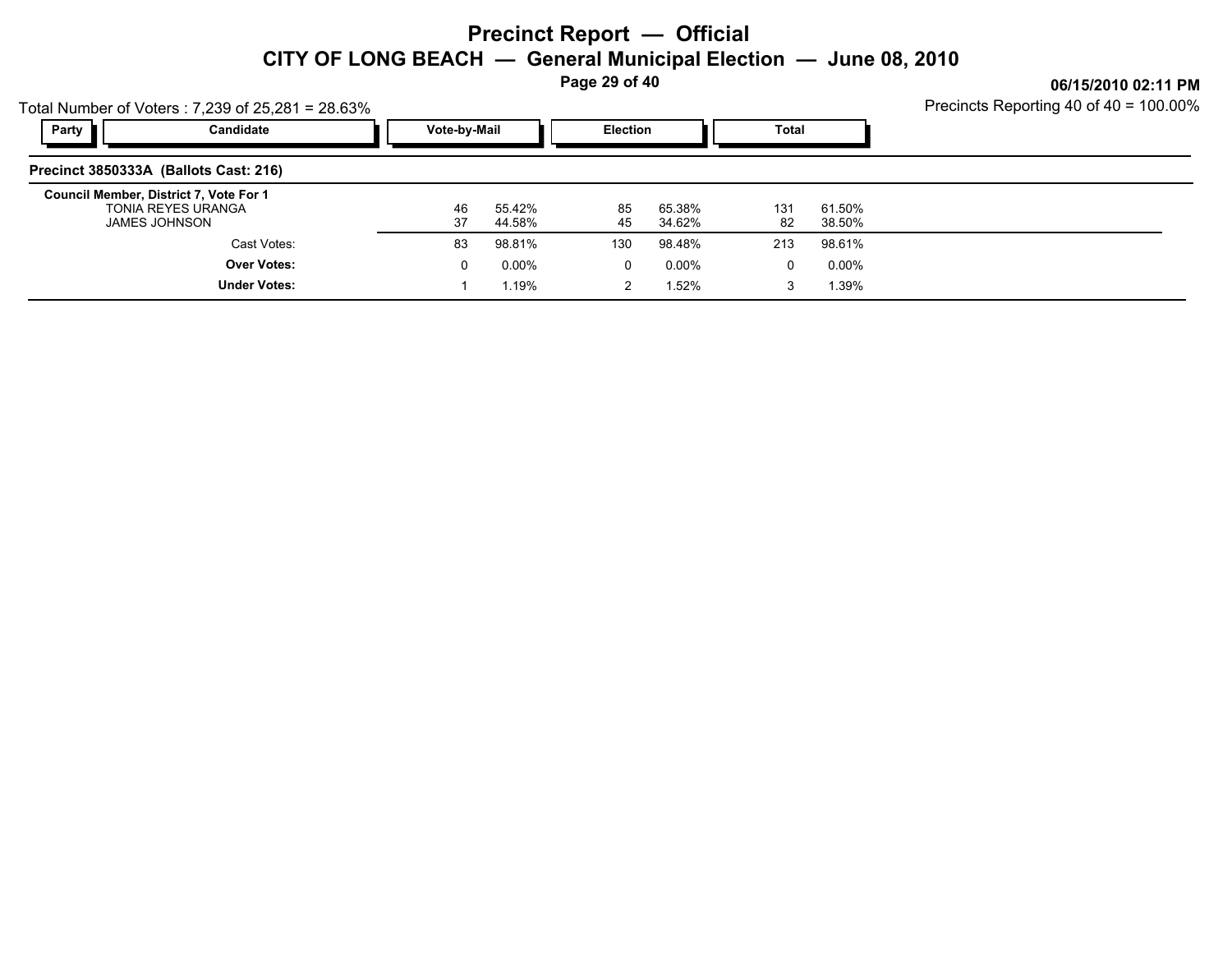# Precinct Report — Official

## CITY OF LONG BEACH — General Municipal Election — June 08, 2010

06/15/2010 02:11 PM

Total Number of Voters : 7,239 of 25,281 = 28.63%

Precincts Reporting 40 of 40 = 100.00%

| Party | Candidate | Vote-by-Mail | | Election | | Total | |
|---|---|---|---|---|---|---|---|
| **Precinct 3850333A (Ballots Cast: 216)** | | | | | | | |
| **Council Member, District 7, Vote For 1** | | | | | | | |
| | TONIA REYES URANGA | 46 | 55.42% | 85 | 65.38% | 131 | 61.50% |
| | JAMES JOHNSON | 37 | 44.58% | 45 | 34.62% | 82 | 38.50% |
| | Cast Votes: | 83 | 98.81% | 130 | 98.48% | 213 | 98.61% |
| | **Over Votes:** | 0 | 0.00% | 0 | 0.00% | 0 | 0.00% |
| | **Under Votes:** | 1 | 1.19% | 2 | 1.52% | 3 | 1.39% |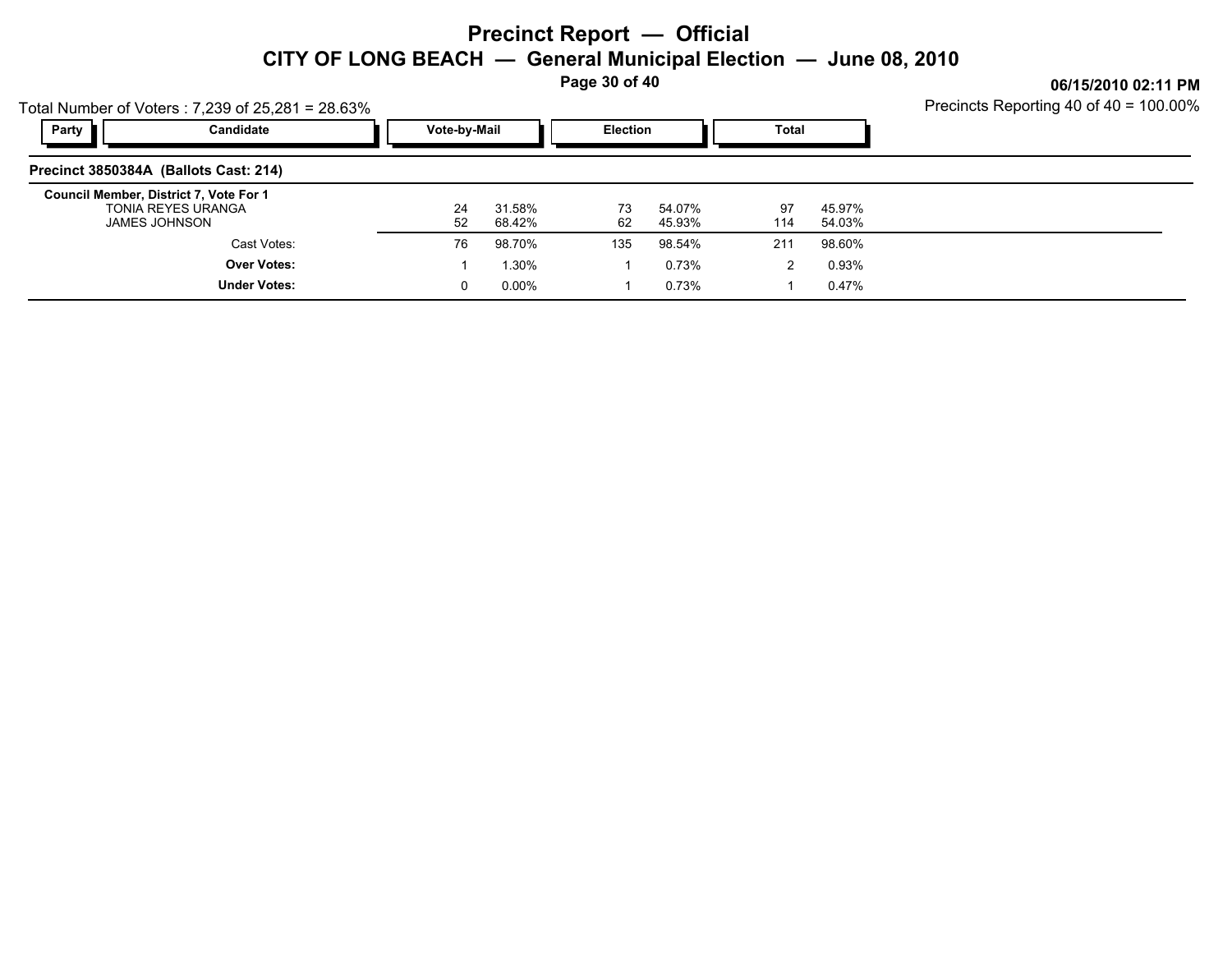# Precinct Report — Official

## CITY OF LONG BEACH — General Municipal Election — June 08, 2010

06/15/2010 02:11 PM

Total Number of Voters : 7,239 of 25,281 = 28.63%

Precincts Reporting 40 of 40 = 100.00%

### Precinct 3850384A (Ballots Cast: 214)

| Party | Candidate | Vote-by-Mail | | Election | | Total | |
|---|---|---|---|---|---|---|---|
| | **Council Member, District 7, Vote For 1** | | | | | | |
| | TONIA REYES URANGA | 24 | 31.58% | 73 | 54.07% | 97 | 45.97% |
| | JAMES JOHNSON | 52 | 68.42% | 62 | 45.93% | 114 | 54.03% |
| | Cast Votes: | 76 | 98.70% | 135 | 98.54% | 211 | 98.60% |
| | **Over Votes:** | 1 | 1.30% | 1 | 0.73% | 2 | 0.93% |
| | **Under Votes:** | 0 | 0.00% | 1 | 0.73% | 1 | 0.47% |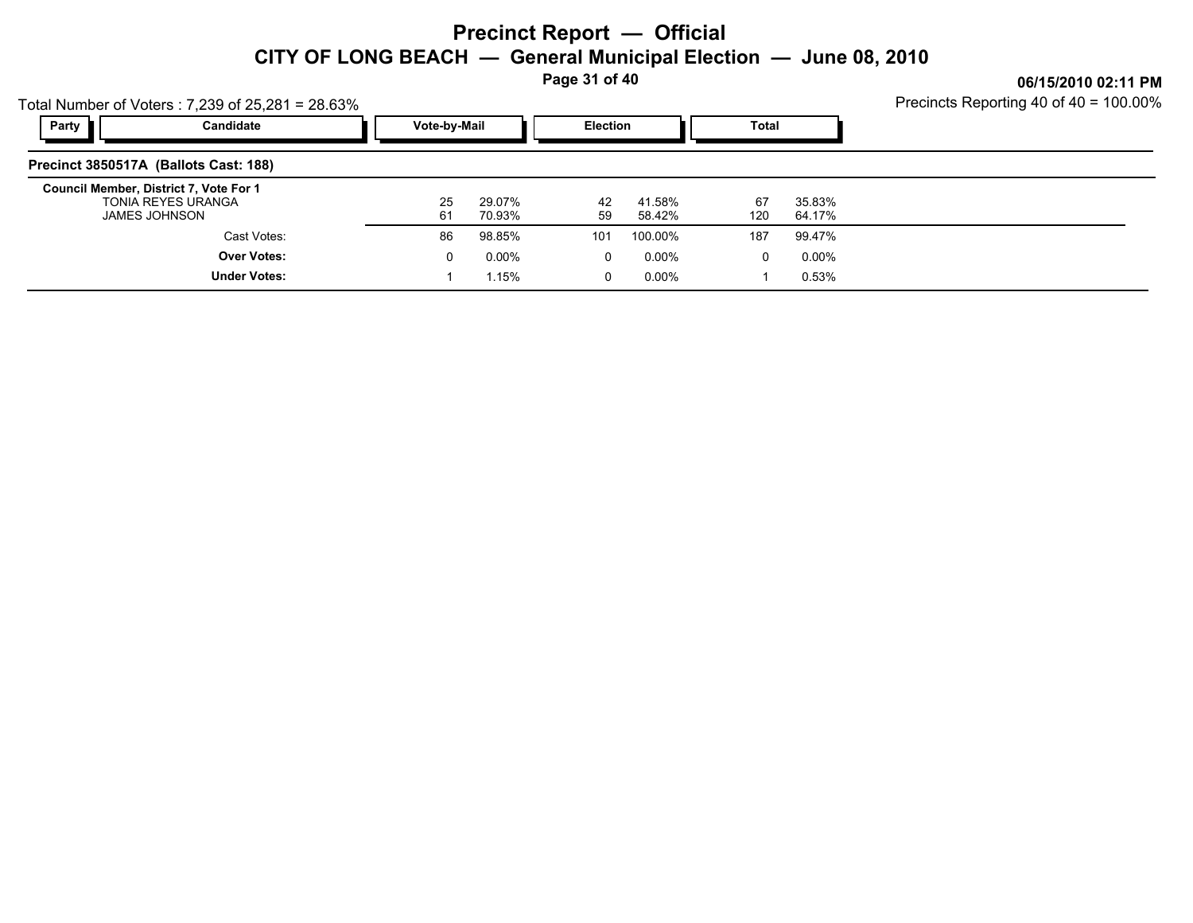# Precinct Report — Official

## CITY OF LONG BEACH — General Municipal Election — June 08, 2010

Total Number of Voters : 7,239 of 25,281 = 28.63%

06/15/2010 02:11 PM

Precincts Reporting 40 of 40 = 100.00%

| Party | Candidate | Vote-by-Mail | | Election | | Total | |
|---|---|---|---|---|---|---|---|
| **Precinct 3850517A (Ballots Cast: 188)** | | | | | | | |
| **Council Member, District 7, Vote For 1** | | | | | | | |
| | TONIA REYES URANGA | 25 | 29.07% | 42 | 41.58% | 67 | 35.83% |
| | JAMES JOHNSON | 61 | 70.93% | 59 | 58.42% | 120 | 64.17% |
| | Cast Votes: | 86 | 98.85% | 101 | 100.00% | 187 | 99.47% |
| | **Over Votes:** | 0 | 0.00% | 0 | 0.00% | 0 | 0.00% |
| | **Under Votes:** | 1 | 1.15% | 0 | 0.00% | 1 | 0.53% |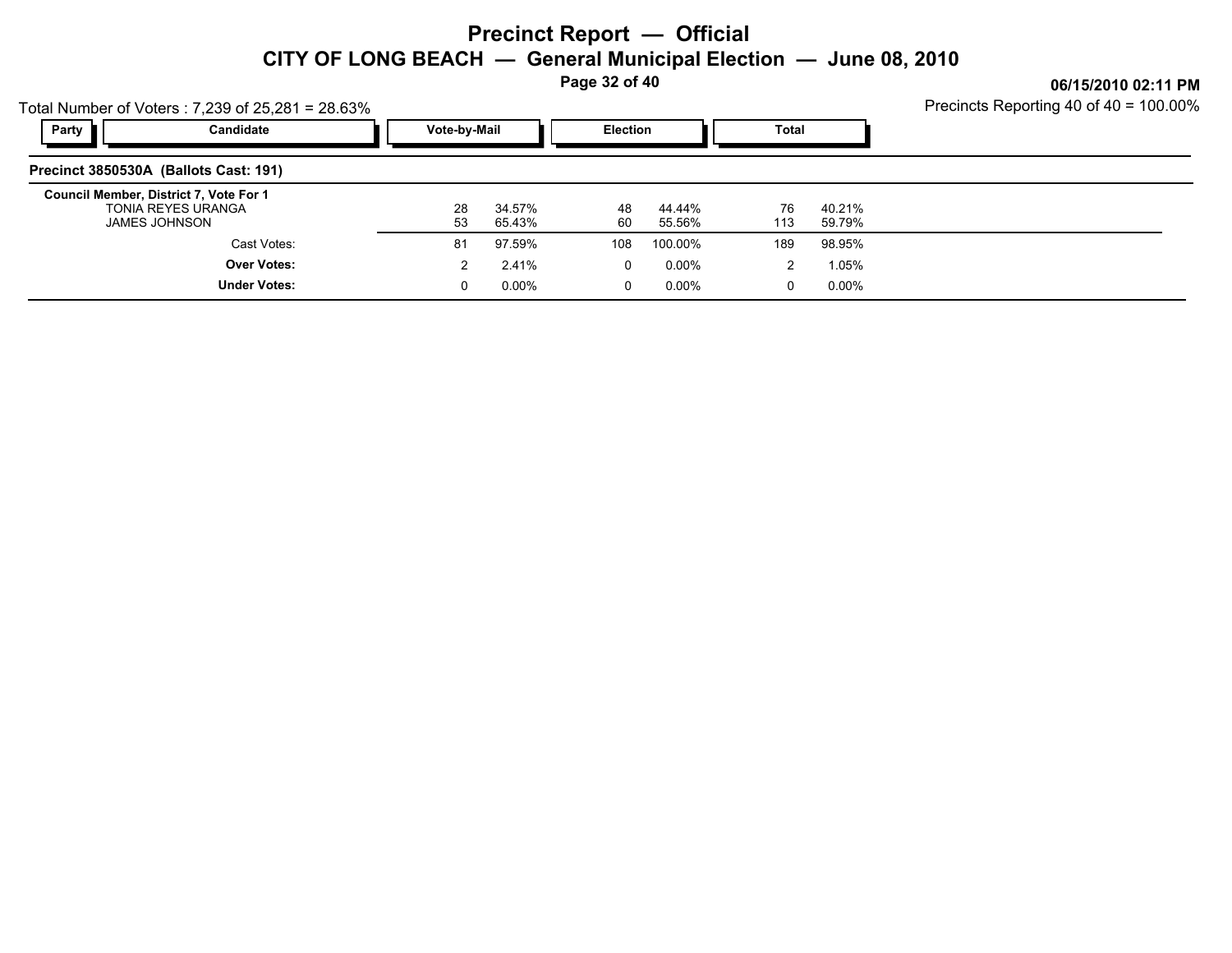# Precinct Report — Official

## CITY OF LONG BEACH — General Municipal Election — June 08, 2010

**06/15/2010 02:11 PM**

Total Number of Voters : 7,239 of 25,281 = 28.63%

Precincts Reporting 40 of 40 = 100.00%

### Precinct 3850530A (Ballots Cast: 191)

| Party | Candidate | Vote-by-Mail | | Election | | Total | |
|---|---|---|---|---|---|---|---|
| | **Council Member, District 7, Vote For 1** | | | | | | |
| | TONIA REYES URANGA | 28 | 34.57% | 48 | 44.44% | 76 | 40.21% |
| | JAMES JOHNSON | 53 | 65.43% | 60 | 55.56% | 113 | 59.79% |
| | Cast Votes: | 81 | 97.59% | 108 | 100.00% | 189 | 98.95% |
| | **Over Votes:** | 2 | 2.41% | 0 | 0.00% | 2 | 1.05% |
| | **Under Votes:** | 0 | 0.00% | 0 | 0.00% | 0 | 0.00% |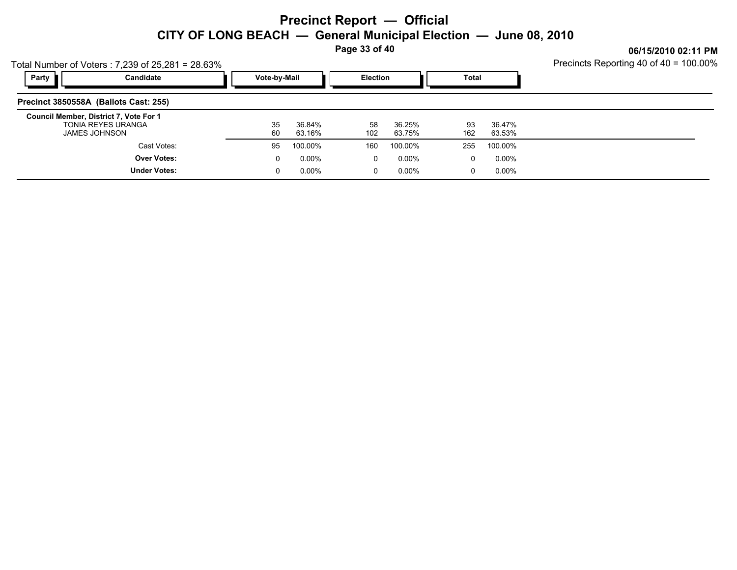# Precinct Report — Official

## CITY OF LONG BEACH — General Municipal Election — June 08, 2010

06/15/2010 02:11 PM

Total Number of Voters : 7,239 of 25,281 = 28.63%

Precincts Reporting 40 of 40 = 100.00%

### Precinct 3850558A (Ballots Cast: 255)

| Party | Candidate | Vote-by-Mail | | Election | | Total | |
|---|---|---|---|---|---|---|---|
| | **Council Member, District 7, Vote For 1** | | | | | | |
| | TONIA REYES URANGA | 35 | 36.84% | 58 | 36.25% | 93 | 36.47% |
| | JAMES JOHNSON | 60 | 63.16% | 102 | 63.75% | 162 | 63.53% |
| | Cast Votes: | 95 | 100.00% | 160 | 100.00% | 255 | 100.00% |
| | **Over Votes:** | 0 | 0.00% | 0 | 0.00% | 0 | 0.00% |
| | **Under Votes:** | 0 | 0.00% | 0 | 0.00% | 0 | 0.00% |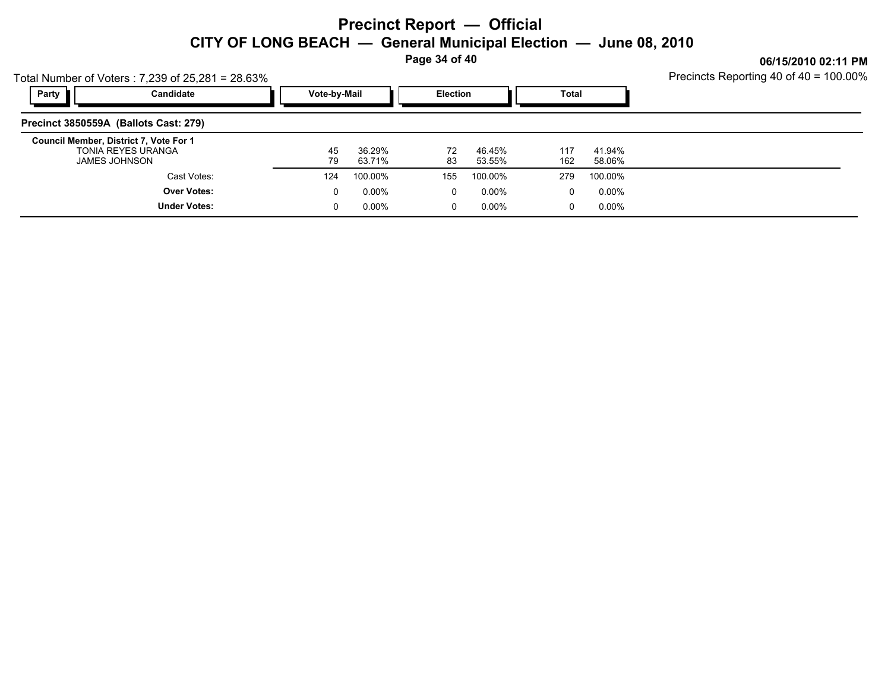# Precinct Report — Official

## CITY OF LONG BEACH — General Municipal Election — June 08, 2010

06/15/2010 02:11 PM

Total Number of Voters : 7,239 of 25,281 = 28.63%

Precincts Reporting 40 of 40 = 100.00%

### Precinct 3850559A (Ballots Cast: 279)

| Party | Candidate | Vote-by-Mail | | Election | | Total | |
|---|---|---|---|---|---|---|---|
| | **Council Member, District 7, Vote For 1** | | | | | | |
| | TONIA REYES URANGA | 45 | 36.29% | 72 | 46.45% | 117 | 41.94% |
| | JAMES JOHNSON | 79 | 63.71% | 83 | 53.55% | 162 | 58.06% |
| | Cast Votes: | 124 | 100.00% | 155 | 100.00% | 279 | 100.00% |
| | **Over Votes:** | 0 | 0.00% | 0 | 0.00% | 0 | 0.00% |
| | **Under Votes:** | 0 | 0.00% | 0 | 0.00% | 0 | 0.00% |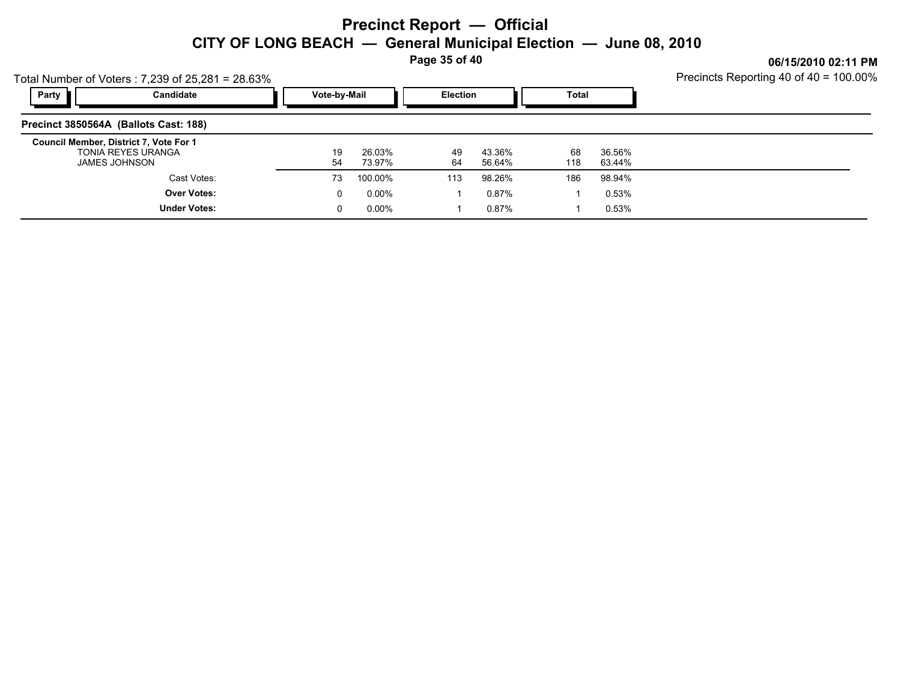# Precinct Report — Official

## CITY OF LONG BEACH — General Municipal Election — June 08, 2010

06/15/2010 02:11 PM

Total Number of Voters : 7,239 of 25,281 = 28.63%

Precincts Reporting 40 of 40 = 100.00%

### Precinct 3850564A (Ballots Cast: 188)

| Party | Candidate | Vote-by-Mail | | Election | | Total | |
|---|---|---|---|---|---|---|---|
| | **Council Member, District 7, Vote For 1** | | | | | | |
| | TONIA REYES URANGA | 19 | 26.03% | 49 | 43.36% | 68 | 36.56% |
| | JAMES JOHNSON | 54 | 73.97% | 64 | 56.64% | 118 | 63.44% |
| | Cast Votes: | 73 | 100.00% | 113 | 98.26% | 186 | 98.94% |
| | **Over Votes:** | 0 | 0.00% | 1 | 0.87% | 1 | 0.53% |
| | **Under Votes:** | 0 | 0.00% | 1 | 0.87% | 1 | 0.53% |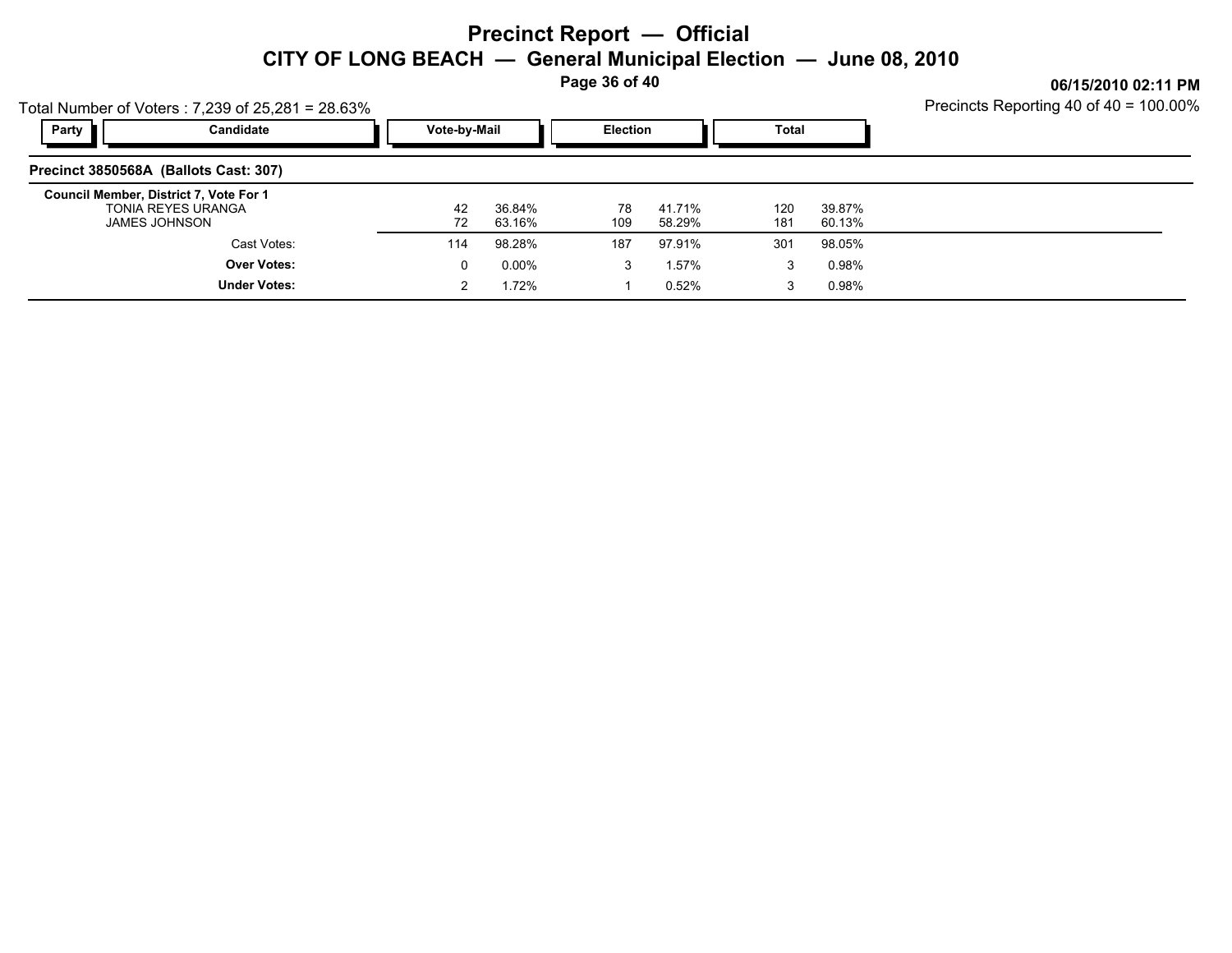# Precinct Report — Official

## CITY OF LONG BEACH — General Municipal Election — June 08, 2010

06/15/2010 02:11 PM

Total Number of Voters : 7,239 of 25,281 = 28.63%

Precincts Reporting 40 of 40 = 100.00%

### Precinct 3850568A (Ballots Cast: 307)

| Party | Candidate | Vote-by-Mail | | Election | | Total | |
|---|---|---|---|---|---|---|---|
| | **Council Member, District 7, Vote For 1** | | | | | | |
| | TONIA REYES URANGA | 42 | 36.84% | 78 | 41.71% | 120 | 39.87% |
| | JAMES JOHNSON | 72 | 63.16% | 109 | 58.29% | 181 | 60.13% |
| | Cast Votes: | 114 | 98.28% | 187 | 97.91% | 301 | 98.05% |
| | **Over Votes:** | 0 | 0.00% | 3 | 1.57% | 3 | 0.98% |
| | **Under Votes:** | 2 | 1.72% | 1 | 0.52% | 3 | 0.98% |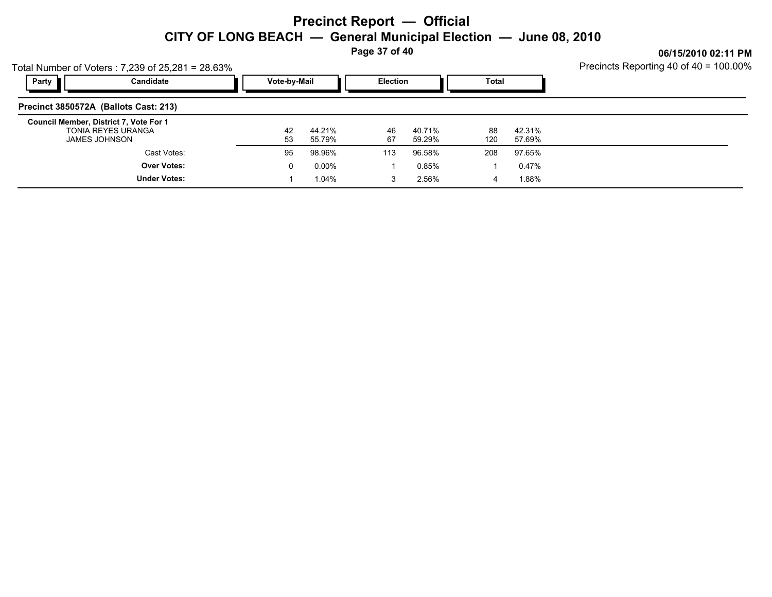# Precinct Report — Official

## CITY OF LONG BEACH — General Municipal Election — June 08, 2010

06/15/2010 02:11 PM

Total Number of Voters : 7,239 of 25,281 = 28.63%

Precincts Reporting 40 of 40 = 100.00%

### Precinct 3850572A (Ballots Cast: 213)

| Party | Candidate | Vote-by-Mail | | Election | | Total | |
|---|---|---|---|---|---|---|---|
| | **Council Member, District 7, Vote For 1** | | | | | | |
| | TONIA REYES URANGA | 42 | 44.21% | 46 | 40.71% | 88 | 42.31% |
| | JAMES JOHNSON | 53 | 55.79% | 67 | 59.29% | 120 | 57.69% |
| | Cast Votes: | 95 | 98.96% | 113 | 96.58% | 208 | 97.65% |
| | **Over Votes:** | 0 | 0.00% | 1 | 0.85% | 1 | 0.47% |
| | **Under Votes:** | 1 | 1.04% | 3 | 2.56% | 4 | 1.88% |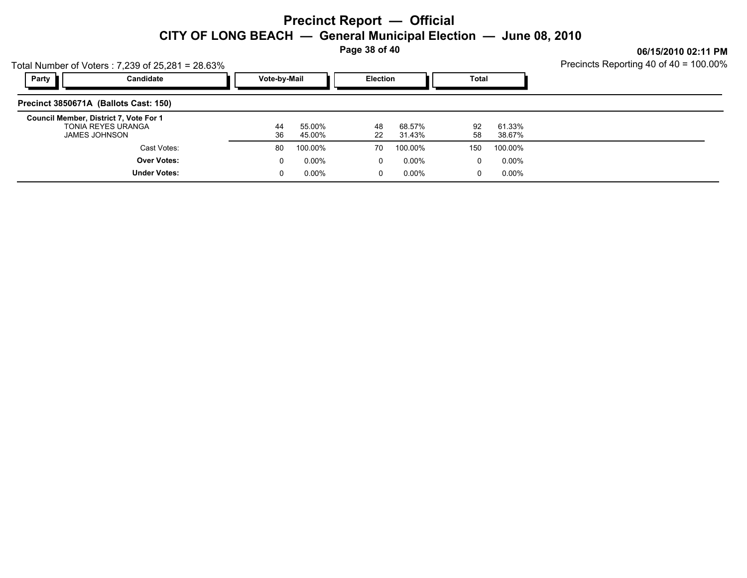# Precinct Report — Official

## CITY OF LONG BEACH — General Municipal Election — June 08, 2010

**06/15/2010 02:11 PM**

Total Number of Voters : 7,239 of 25,281 = 28.63%

Precincts Reporting 40 of 40 = 100.00%

| Party | Candidate | Vote-by-Mail | | Election | | Total | |
|---|---|---|---|---|---|---|---|
| **Precinct 3850671A (Ballots Cast: 150)** | | | | | | | |
| **Council Member, District 7, Vote For 1** | | | | | | | |
| | TONIA REYES URANGA | 44 | 55.00% | 48 | 68.57% | 92 | 61.33% |
| | JAMES JOHNSON | 36 | 45.00% | 22 | 31.43% | 58 | 38.67% |
| | Cast Votes: | 80 | 100.00% | 70 | 100.00% | 150 | 100.00% |
| | **Over Votes:** | 0 | 0.00% | 0 | 0.00% | 0 | 0.00% |
| | **Under Votes:** | 0 | 0.00% | 0 | 0.00% | 0 | 0.00% |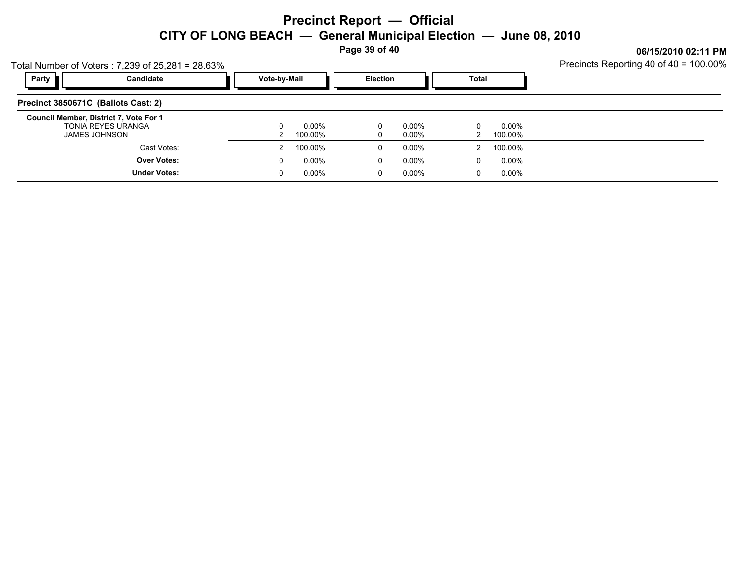# Precinct Report — Official

## CITY OF LONG BEACH — General Municipal Election — June 08, 2010

06/15/2010 02:11 PM

Total Number of Voters : 7,239 of 25,281 = 28.63%

Precincts Reporting 40 of 40 = 100.00%

### Precinct 3850671C (Ballots Cast: 2)

| Party | Candidate | Vote-by-Mail | | Election | | Total | |
|---|---|---|---|---|---|---|---|
| | **Council Member, District 7, Vote For 1** | | | | | | |
| | TONIA REYES URANGA | 0 | 0.00% | 0 | 0.00% | 0 | 0.00% |
| | JAMES JOHNSON | 2 | 100.00% | 0 | 0.00% | 2 | 100.00% |
| | Cast Votes: | 2 | 100.00% | 0 | 0.00% | 2 | 100.00% |
| | **Over Votes:** | 0 | 0.00% | 0 | 0.00% | 0 | 0.00% |
| | **Under Votes:** | 0 | 0.00% | 0 | 0.00% | 0 | 0.00% |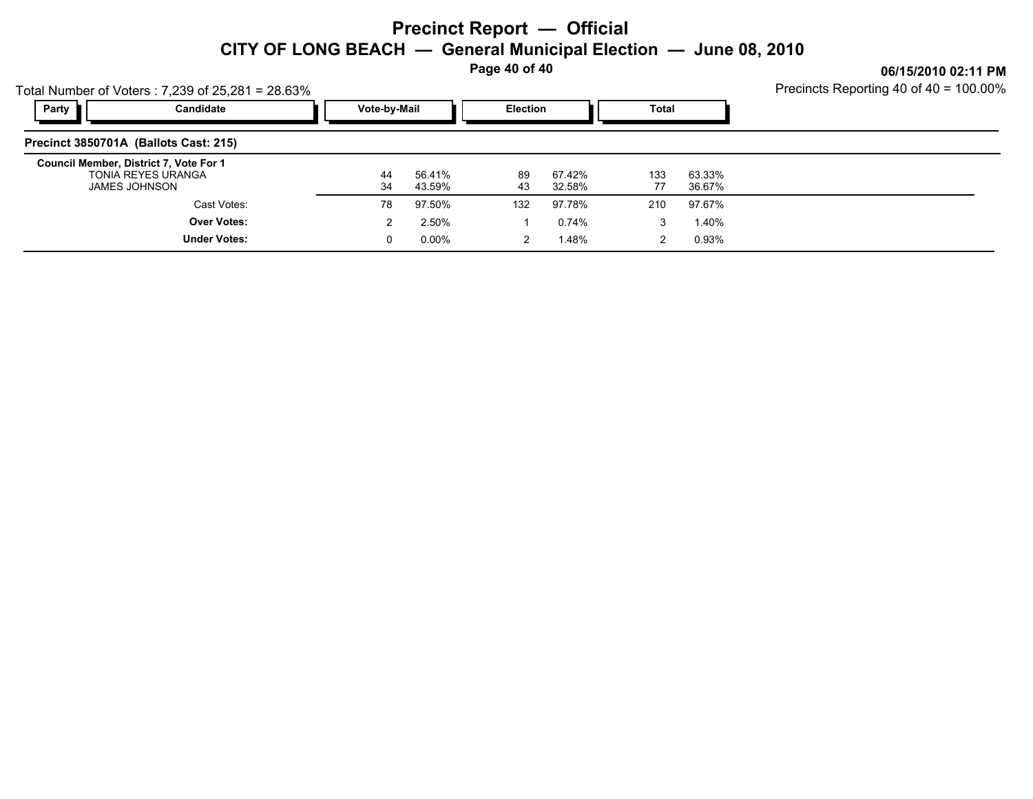# Precinct Report — Official

## CITY OF LONG BEACH — General Municipal Election — June 08, 2010

06/15/2010 02:11 PM

Total Number of Voters : 7,239 of 25,281 = 28.63%

Precincts Reporting 40 of 40 = 100.00%

### Precinct 3850701A (Ballots Cast: 215)

| Party | Candidate | Vote-by-Mail | | Election | | Total | |
|---|---|---|---|---|---|---|---|
| | **Council Member, District 7, Vote For 1** | | | | | | |
| | TONIA REYES URANGA | 44 | 56.41% | 89 | 67.42% | 133 | 63.33% |
| | JAMES JOHNSON | 34 | 43.59% | 43 | 32.58% | 77 | 36.67% |
| | Cast Votes: | 78 | 97.50% | 132 | 97.78% | 210 | 97.67% |
| | **Over Votes:** | 2 | 2.50% | 1 | 0.74% | 3 | 1.40% |
| | **Under Votes:** | 0 | 0.00% | 2 | 1.48% | 2 | 0.93% |